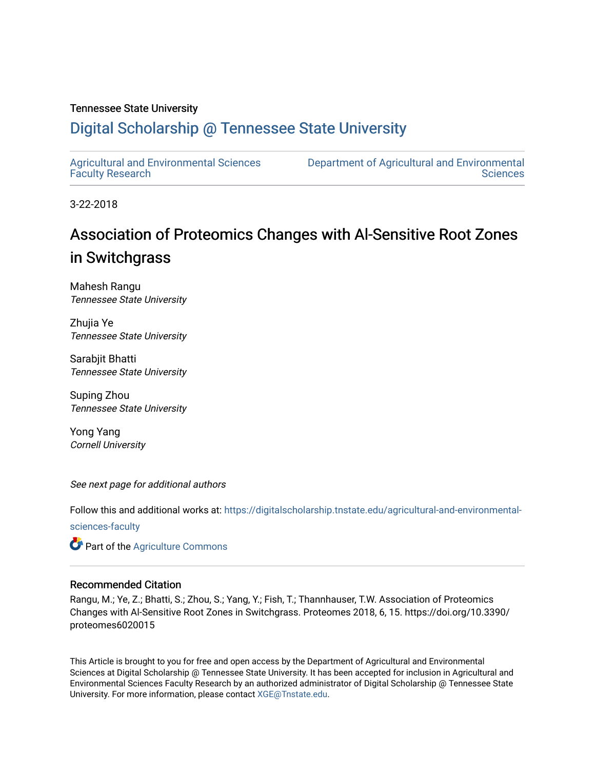Tennessee State University

# Digital Scholarship @ Tennessee State University

Agricultural and Environmental Sciences Faculty Research

Department of Agricultural and Environmental Sciences

3-22-2018

## Association of Proteomics Changes with Al-Sensitive Root Zones in Switchgrass

Mahesh Rangu
*Tennessee State University*

Zhujia Ye
*Tennessee State University*

Sarabjit Bhatti
*Tennessee State University*

Suping Zhou
*Tennessee State University*

Yong Yang
*Cornell University*

*See next page for additional authors*

Follow this and additional works at: https://digitalscholarship.tnstate.edu/agricultural-and-environmental-sciences-faculty

Part of the Agriculture Commons

### Recommended Citation

Rangu, M.; Ye, Z.; Bhatti, S.; Zhou, S.; Yang, Y.; Fish, T.; Thannhauser, T.W. Association of Proteomics Changes with Al-Sensitive Root Zones in Switchgrass. Proteomes 2018, 6, 15. https://doi.org/10.3390/proteomes6020015

This Article is brought to you for free and open access by the Department of Agricultural and Environmental Sciences at Digital Scholarship @ Tennessee State University. It has been accepted for inclusion in Agricultural and Environmental Sciences Faculty Research by an authorized administrator of Digital Scholarship @ Tennessee State University. For more information, please contact XGE@Tnstate.edu.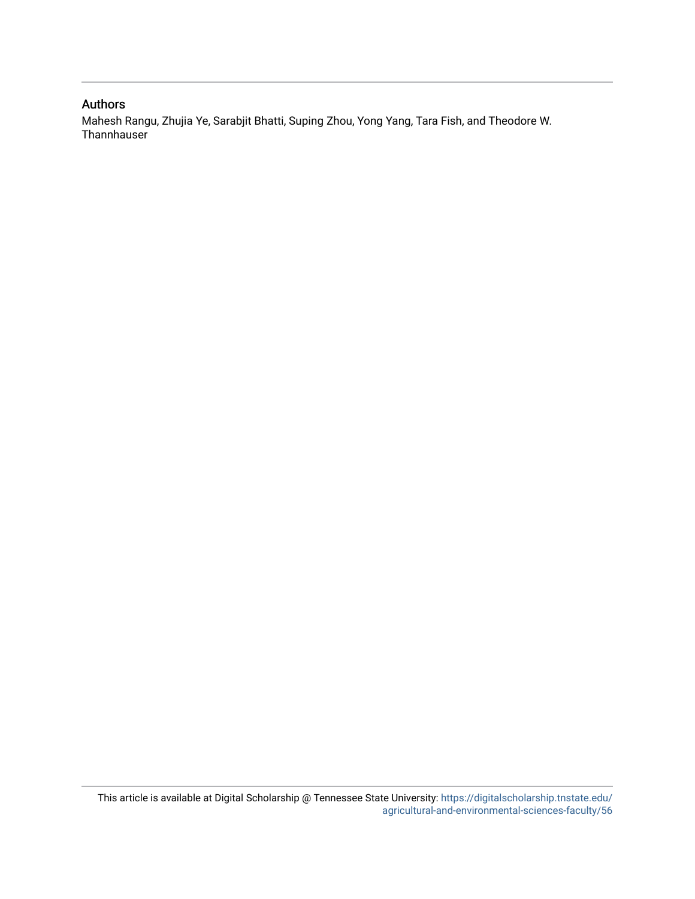## Authors

Mahesh Rangu, Zhujia Ye, Sarabjit Bhatti, Suping Zhou, Yong Yang, Tara Fish, and Theodore W. Thannhauser

This article is available at Digital Scholarship @ Tennessee State University: https://digitalscholarship.tnstate.edu/agricultural-and-environmental-sciences-faculty/56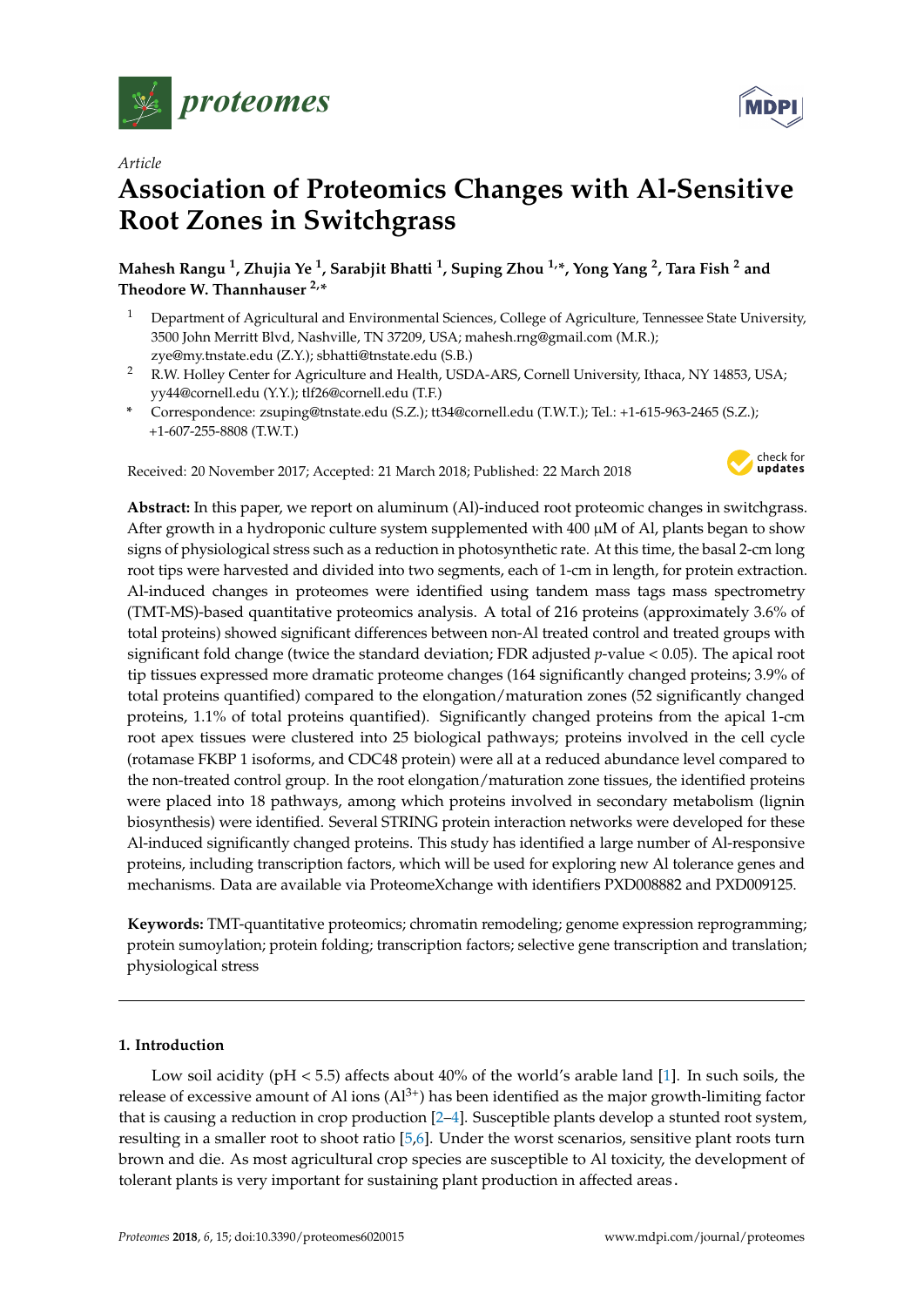# proteomes

*Article*

# Association of Proteomics Changes with Al-Sensitive Root Zones in Switchgrass

**Mahesh Rangu [1], Zhujia Ye [1], Sarabjit Bhatti [1], Suping Zhou [1,*], Yong Yang [2], Tara Fish [2] and Theodore W. Thannhauser [2,*]**

[1] Department of Agricultural and Environmental Sciences, College of Agriculture, Tennessee State University, 3500 John Merritt Blvd, Nashville, TN 37209, USA; mahesh.rng@gmail.com (M.R.); zye@my.tnstate.edu (Z.Y.); sbhatti@tnstate.edu (S.B.)

[2] R.W. Holley Center for Agriculture and Health, USDA-ARS, Cornell University, Ithaca, NY 14853, USA; yy44@cornell.edu (Y.Y.); tlf26@cornell.edu (T.F.)

\* Correspondence: zsuping@tnstate.edu (S.Z.); tt34@cornell.edu (T.W.T.); Tel.: +1-615-963-2465 (S.Z.); +1-607-255-8808 (T.W.T.)

Received: 20 November 2017; Accepted: 21 March 2018; Published: 22 March 2018

**Abstract:** In this paper, we report on aluminum (Al)-induced root proteomic changes in switchgrass. After growth in a hydroponic culture system supplemented with 400 µM of Al, plants began to show signs of physiological stress such as a reduction in photosynthetic rate. At this time, the basal 2-cm long root tips were harvested and divided into two segments, each of 1-cm in length, for protein extraction. Al-induced changes in proteomes were identified using tandem mass tags mass spectrometry (TMT-MS)-based quantitative proteomics analysis. A total of 216 proteins (approximately 3.6% of total proteins) showed significant differences between non-Al treated control and treated groups with significant fold change (twice the standard deviation; FDR adjusted $p$-value < 0.05). The apical root tip tissues expressed more dramatic proteome changes (164 significantly changed proteins; 3.9% of total proteins quantified) compared to the elongation/maturation zones (52 significantly changed proteins, 1.1% of total proteins quantified). Significantly changed proteins from the apical 1-cm root apex tissues were clustered into 25 biological pathways; proteins involved in the cell cycle (rotamase FKBP 1 isoforms, and CDC48 protein) were all at a reduced abundance level compared to the non-treated control group. In the root elongation/maturation zone tissues, the identified proteins were placed into 18 pathways, among which proteins involved in secondary metabolism (lignin biosynthesis) were identified. Several STRING protein interaction networks were developed for these Al-induced significantly changed proteins. This study has identified a large number of Al-responsive proteins, including transcription factors, which will be used for exploring new Al tolerance genes and mechanisms. Data are available via ProteomeXchange with identifiers PXD008882 and PXD009125.

**Keywords:** TMT-quantitative proteomics; chromatin remodeling; genome expression reprogramming; protein sumoylation; protein folding; transcription factors; selective gene transcription and translation; physiological stress

## 1. Introduction

Low soil acidity (pH < 5.5) affects about 40% of the world's arable land [1]. In such soils, the release of excessive amount of Al ions ($Al^{3+}$) has been identified as the major growth-limiting factor that is causing a reduction in crop production [2–4]. Susceptible plants develop a stunted root system, resulting in a smaller root to shoot ratio [5,6]. Under the worst scenarios, sensitive plant roots turn brown and die. As most agricultural crop species are susceptible to Al toxicity, the development of tolerant plants is very important for sustaining plant production in affected areas.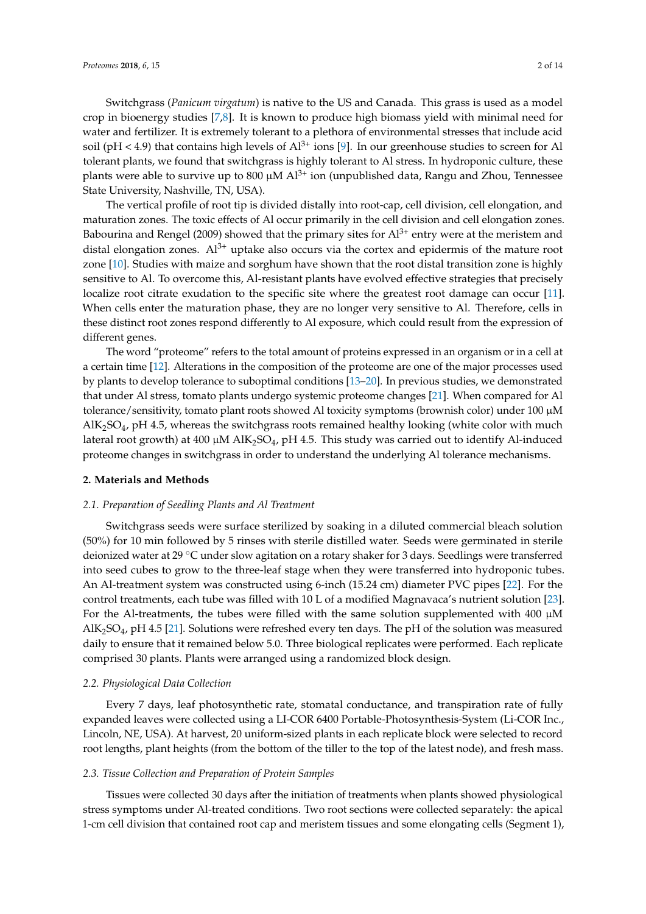Switchgrass (*Panicum virgatum*) is native to the US and Canada. This grass is used as a model crop in bioenergy studies [7,8]. It is known to produce high biomass yield with minimal need for water and fertilizer. It is extremely tolerant to a plethora of environmental stresses that include acid soil (pH < 4.9) that contains high levels of $Al^{3+}$ ions [9]. In our greenhouse studies to screen for Al tolerant plants, we found that switchgrass is highly tolerant to Al stress. In hydroponic culture, these plants were able to survive up to 800 µM $Al^{3+}$ ion (unpublished data, Rangu and Zhou, Tennessee State University, Nashville, TN, USA).

The vertical profile of root tip is divided distally into root-cap, cell division, cell elongation, and maturation zones. The toxic effects of Al occur primarily in the cell division and cell elongation zones. Babourina and Rengel (2009) showed that the primary sites for $Al^{3+}$ entry were at the meristem and distal elongation zones. $Al^{3+}$ uptake also occurs via the cortex and epidermis of the mature root zone [10]. Studies with maize and sorghum have shown that the root distal transition zone is highly sensitive to Al. To overcome this, Al-resistant plants have evolved effective strategies that precisely localize root citrate exudation to the specific site where the greatest root damage can occur [11]. When cells enter the maturation phase, they are no longer very sensitive to Al. Therefore, cells in these distinct root zones respond differently to Al exposure, which could result from the expression of different genes.

The word "proteome" refers to the total amount of proteins expressed in an organism or in a cell at a certain time [12]. Alterations in the composition of the proteome are one of the major processes used by plants to develop tolerance to suboptimal conditions [13–20]. In previous studies, we demonstrated that under Al stress, tomato plants undergo systemic proteome changes [21]. When compared for Al tolerance/sensitivity, tomato plant roots showed Al toxicity symptoms (brownish color) under 100 µM $AlK_2SO_4$, pH 4.5, whereas the switchgrass roots remained healthy looking (white color with much lateral root growth) at 400 µM $AlK_2SO_4$, pH 4.5. This study was carried out to identify Al-induced proteome changes in switchgrass in order to understand the underlying Al tolerance mechanisms.

## 2. Materials and Methods

### 2.1. Preparation of Seedling Plants and Al Treatment

Switchgrass seeds were surface sterilized by soaking in a diluted commercial bleach solution (50%) for 10 min followed by 5 rinses with sterile distilled water. Seeds were germinated in sterile deionized water at 29 °C under slow agitation on a rotary shaker for 3 days. Seedlings were transferred into seed cubes to grow to the three-leaf stage when they were transferred into hydroponic tubes. An Al-treatment system was constructed using 6-inch (15.24 cm) diameter PVC pipes [22]. For the control treatments, each tube was filled with 10 L of a modified Magnavaca's nutrient solution [23]. For the Al-treatments, the tubes were filled with the same solution supplemented with 400 µM $AlK_2SO_4$, pH 4.5 [21]. Solutions were refreshed every ten days. The pH of the solution was measured daily to ensure that it remained below 5.0. Three biological replicates were performed. Each replicate comprised 30 plants. Plants were arranged using a randomized block design.

### 2.2. Physiological Data Collection

Every 7 days, leaf photosynthetic rate, stomatal conductance, and transpiration rate of fully expanded leaves were collected using a LI-COR 6400 Portable-Photosynthesis-System (Li-COR Inc., Lincoln, NE, USA). At harvest, 20 uniform-sized plants in each replicate block were selected to record root lengths, plant heights (from the bottom of the tiller to the top of the latest node), and fresh mass.

### 2.3. Tissue Collection and Preparation of Protein Samples

Tissues were collected 30 days after the initiation of treatments when plants showed physiological stress symptoms under Al-treated conditions. Two root sections were collected separately: the apical 1-cm cell division that contained root cap and meristem tissues and some elongating cells (Segment 1),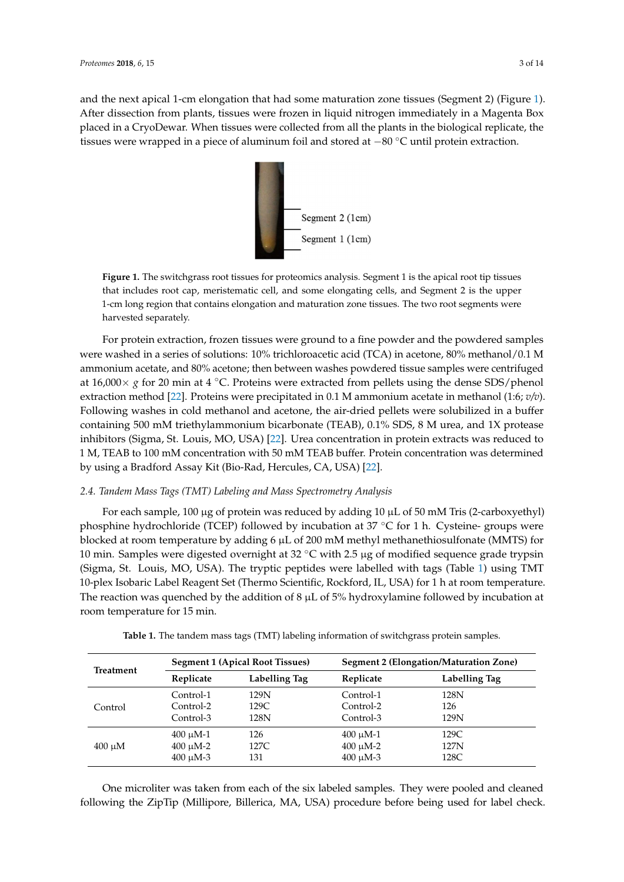and the next apical 1-cm elongation that had some maturation zone tissues (Segment 2) (Figure 1). After dissection from plants, tissues were frozen in liquid nitrogen immediately in a Magenta Box placed in a CryoDewar. When tissues were collected from all the plants in the biological replicate, the tissues were wrapped in a piece of aluminum foil and stored at −80 °C until protein extraction.

**Figure 1.** The switchgrass root tissues for proteomics analysis. Segment 1 is the apical root tip tissues that includes root cap, meristematic cell, and some elongating cells, and Segment 2 is the upper 1-cm long region that contains elongation and maturation zone tissues. The two root segments were harvested separately.

For protein extraction, frozen tissues were ground to a fine powder and the powdered samples were washed in a series of solutions: 10% trichloroacetic acid (TCA) in acetone, 80% methanol/0.1 M ammonium acetate, and 80% acetone; then between washes powdered tissue samples were centrifuged at 16,000× *g* for 20 min at 4 °C. Proteins were extracted from pellets using the dense SDS/phenol extraction method [22]. Proteins were precipitated in 0.1 M ammonium acetate in methanol (1:6; *v/v*). Following washes in cold methanol and acetone, the air-dried pellets were solubilized in a buffer containing 500 mM triethylammonium bicarbonate (TEAB), 0.1% SDS, 8 M urea, and 1X protease inhibitors (Sigma, St. Louis, MO, USA) [22]. Urea concentration in protein extracts was reduced to 1 M, TEAB to 100 mM concentration with 50 mM TEAB buffer. Protein concentration was determined by using a Bradford Assay Kit (Bio-Rad, Hercules, CA, USA) [22].

### 2.4. Tandem Mass Tags (TMT) Labeling and Mass Spectrometry Analysis

For each sample, 100 μg of protein was reduced by adding 10 μL of 50 mM Tris (2-carboxyethyl) phosphine hydrochloride (TCEP) followed by incubation at 37 °C for 1 h. Cysteine- groups were blocked at room temperature by adding 6 μL of 200 mM methyl methanethiosulfonate (MMTS) for 10 min. Samples were digested overnight at 32 °C with 2.5 μg of modified sequence grade trypsin (Sigma, St. Louis, MO, USA). The tryptic peptides were labelled with tags (Table 1) using TMT 10-plex Isobaric Label Reagent Set (Thermo Scientific, Rockford, IL, USA) for 1 h at room temperature. The reaction was quenched by the addition of 8 μL of 5% hydroxylamine followed by incubation at room temperature for 15 min.

**Table 1.** The tandem mass tags (TMT) labeling information of switchgrass protein samples.

| Treatment | Segment 1 (Apical Root Tissues) | | Segment 2 (Elongation/Maturation Zone) | |
|---|---|---|---|---|
| | Replicate | Labelling Tag | Replicate | Labelling Tag |
| Control | Control-1 | 129N | Control-1 | 128N |
| | Control-2 | 129C | Control-2 | 126 |
| | Control-3 | 128N | Control-3 | 129N |
| 400 μM | 400 μM-1 | 126 | 400 μM-1 | 129C |
| | 400 μM-2 | 127C | 400 μM-2 | 127N |
| | 400 μM-3 | 131 | 400 μM-3 | 128C |

One microliter was taken from each of the six labeled samples. They were pooled and cleaned following the ZipTip (Millipore, Billerica, MA, USA) procedure before being used for label check.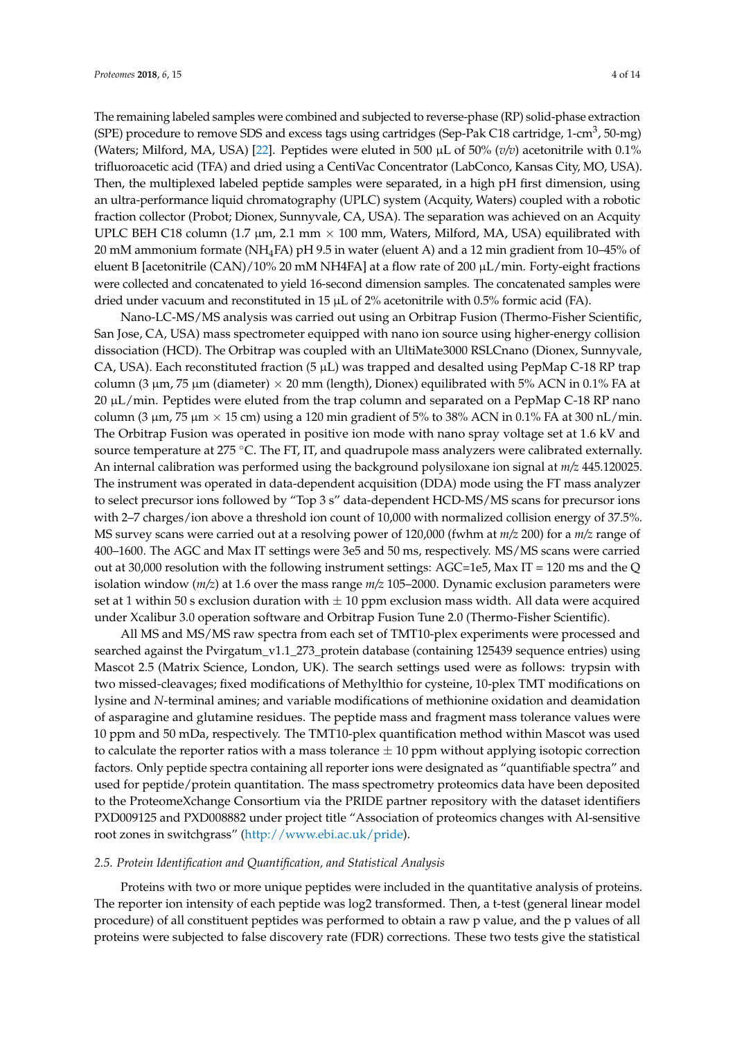The remaining labeled samples were combined and subjected to reverse-phase (RP) solid-phase extraction (SPE) procedure to remove SDS and excess tags using cartridges (Sep-Pak C18 cartridge, 1-cm$^3$, 50-mg) (Waters; Milford, MA, USA) [22]. Peptides were eluted in 500 µL of 50% (*v/v*) acetonitrile with 0.1% trifluoroacetic acid (TFA) and dried using a CentiVac Concentrator (LabConco, Kansas City, MO, USA). Then, the multiplexed labeled peptide samples were separated, in a high pH first dimension, using an ultra-performance liquid chromatography (UPLC) system (Acquity, Waters) coupled with a robotic fraction collector (Probot; Dionex, Sunnyvale, CA, USA). The separation was achieved on an Acquity UPLC BEH C18 column (1.7 µm, 2.1 mm × 100 mm, Waters, Milford, MA, USA) equilibrated with 20 mM ammonium formate ($NH_4FA$) pH 9.5 in water (eluent A) and a 12 min gradient from 10–45% of eluent B [acetonitrile (CAN)/10% 20 mM NH4FA] at a flow rate of 200 µL/min. Forty-eight fractions were collected and concatenated to yield 16-second dimension samples. The concatenated samples were dried under vacuum and reconstituted in 15 µL of 2% acetonitrile with 0.5% formic acid (FA).

Nano-LC-MS/MS analysis was carried out using an Orbitrap Fusion (Thermo-Fisher Scientific, San Jose, CA, USA) mass spectrometer equipped with nano ion source using higher-energy collision dissociation (HCD). The Orbitrap was coupled with an UltiMate3000 RSLCnano (Dionex, Sunnyvale, CA, USA). Each reconstituted fraction (5 µL) was trapped and desalted using PepMap C-18 RP trap column (3 µm, 75 µm (diameter) × 20 mm (length), Dionex) equilibrated with 5% ACN in 0.1% FA at 20 µL/min. Peptides were eluted from the trap column and separated on a PepMap C-18 RP nano column (3 µm, 75 µm × 15 cm) using a 120 min gradient of 5% to 38% ACN in 0.1% FA at 300 nL/min. The Orbitrap Fusion was operated in positive ion mode with nano spray voltage set at 1.6 kV and source temperature at 275 °C. The FT, IT, and quadrupole mass analyzers were calibrated externally. An internal calibration was performed using the background polysiloxane ion signal at *m/z* 445.120025. The instrument was operated in data-dependent acquisition (DDA) mode using the FT mass analyzer to select precursor ions followed by "Top 3 s" data-dependent HCD-MS/MS scans for precursor ions with 2–7 charges/ion above a threshold ion count of 10,000 with normalized collision energy of 37.5%. MS survey scans were carried out at a resolving power of 120,000 (fwhm at *m/z* 200) for a *m/z* range of 400–1600. The AGC and Max IT settings were 3e5 and 50 ms, respectively. MS/MS scans were carried out at 30,000 resolution with the following instrument settings: AGC=1e5, Max IT = 120 ms and the Q isolation window (*m/z*) at 1.6 over the mass range *m/z* 105–2000. Dynamic exclusion parameters were set at 1 within 50 s exclusion duration with ± 10 ppm exclusion mass width. All data were acquired under Xcalibur 3.0 operation software and Orbitrap Fusion Tune 2.0 (Thermo-Fisher Scientific).

All MS and MS/MS raw spectra from each set of TMT10-plex experiments were processed and searched against the Pvirgatum_v1.1_273_protein database (containing 125439 sequence entries) using Mascot 2.5 (Matrix Science, London, UK). The search settings used were as follows: trypsin with two missed-cleavages; fixed modifications of Methylthio for cysteine, 10-plex TMT modifications on lysine and *N*-terminal amines; and variable modifications of methionine oxidation and deamidation of asparagine and glutamine residues. The peptide mass and fragment mass tolerance values were 10 ppm and 50 mDa, respectively. The TMT10-plex quantification method within Mascot was used to calculate the reporter ratios with a mass tolerance ± 10 ppm without applying isotopic correction factors. Only peptide spectra containing all reporter ions were designated as "quantifiable spectra" and used for peptide/protein quantitation. The mass spectrometry proteomics data have been deposited to the ProteomeXchange Consortium via the PRIDE partner repository with the dataset identifiers PXD009125 and PXD008882 under project title "Association of proteomics changes with Al-sensitive root zones in switchgrass" (http://www.ebi.ac.uk/pride).

### 2.5. Protein Identification and Quantification, and Statistical Analysis

Proteins with two or more unique peptides were included in the quantitative analysis of proteins. The reporter ion intensity of each peptide was log2 transformed. Then, a t-test (general linear model procedure) of all constituent peptides was performed to obtain a raw p value, and the p values of all proteins were subjected to false discovery rate (FDR) corrections. These two tests give the statistical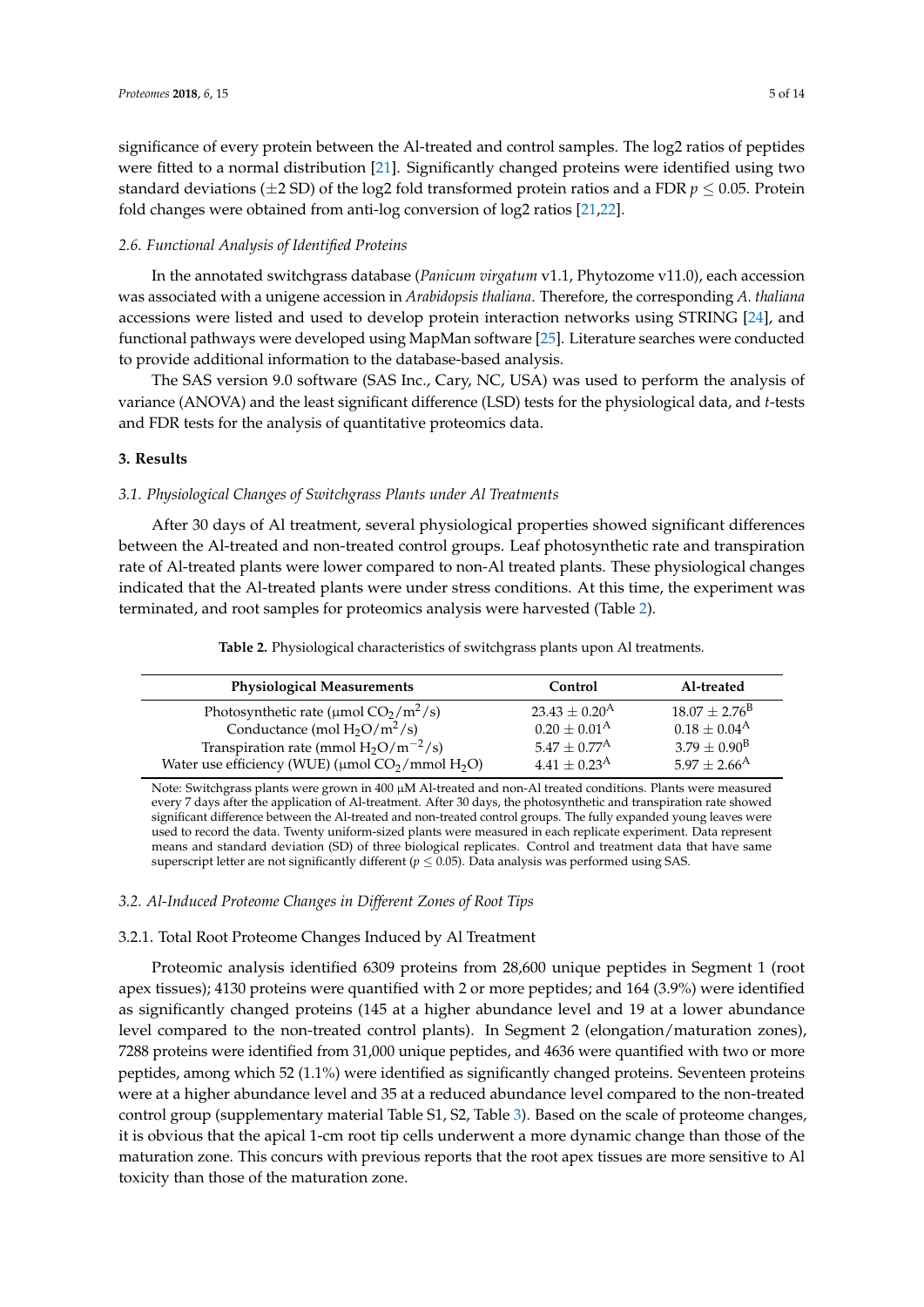significance of every protein between the Al-treated and control samples. The log2 ratios of peptides were fitted to a normal distribution [21]. Significantly changed proteins were identified using two standard deviations (±2 SD) of the log2 fold transformed protein ratios and a FDR $p \leq 0.05$. Protein fold changes were obtained from anti-log conversion of log2 ratios [21,22].

### *2.6. Functional Analysis of Identified Proteins*

In the annotated switchgrass database (*Panicum virgatum* v1.1, Phytozome v11.0), each accession was associated with a unigene accession in *Arabidopsis thaliana*. Therefore, the corresponding *A. thaliana* accessions were listed and used to develop protein interaction networks using STRING [24], and functional pathways were developed using MapMan software [25]. Literature searches were conducted to provide additional information to the database-based analysis.

The SAS version 9.0 software (SAS Inc., Cary, NC, USA) was used to perform the analysis of variance (ANOVA) and the least significant difference (LSD) tests for the physiological data, and *t*-tests and FDR tests for the analysis of quantitative proteomics data.

## **3. Results**

### *3.1. Physiological Changes of Switchgrass Plants under Al Treatments*

After 30 days of Al treatment, several physiological properties showed significant differences between the Al-treated and non-treated control groups. Leaf photosynthetic rate and transpiration rate of Al-treated plants were lower compared to non-Al treated plants. These physiological changes indicated that the Al-treated plants were under stress conditions. At this time, the experiment was terminated, and root samples for proteomics analysis were harvested (Table 2).

**Table 2.** Physiological characteristics of switchgrass plants upon Al treatments.

| Physiological Measurements | Control | Al-treated |
|---|---|---|
| Photosynthetic rate (μmol $CO_2/m^2/s$) | $23.43 \pm 0.20^A$ | $18.07 \pm 2.76^B$ |
| Conductance (mol $H_2O/m^2/s$) | $0.20 \pm 0.01^A$ | $0.18 \pm 0.04^A$ |
| Transpiration rate (mmol $H_2O/m^{-2}/s$) | $5.47 \pm 0.77^A$ | $3.79 \pm 0.90^B$ |
| Water use efficiency (WUE) (μmol $CO_2$/mmol $H_2O$) | $4.41 \pm 0.23^A$ | $5.97 \pm 2.66^A$ |

Note: Switchgrass plants were grown in 400 μM Al-treated and non-Al treated conditions. Plants were measured every 7 days after the application of Al-treatment. After 30 days, the photosynthetic and transpiration rate showed significant difference between the Al-treated and non-treated control groups. The fully expanded young leaves were used to record the data. Twenty uniform-sized plants were measured in each replicate experiment. Data represent means and standard deviation (SD) of three biological replicates. Control and treatment data that have same superscript letter are not significantly different ($p \leq 0.05$). Data analysis was performed using SAS.

### *3.2. Al-Induced Proteome Changes in Different Zones of Root Tips*

#### 3.2.1. Total Root Proteome Changes Induced by Al Treatment

Proteomic analysis identified 6309 proteins from 28,600 unique peptides in Segment 1 (root apex tissues); 4130 proteins were quantified with 2 or more peptides; and 164 (3.9%) were identified as significantly changed proteins (145 at a higher abundance level and 19 at a lower abundance level compared to the non-treated control plants). In Segment 2 (elongation/maturation zones), 7288 proteins were identified from 31,000 unique peptides, and 4636 were quantified with two or more peptides, among which 52 (1.1%) were identified as significantly changed proteins. Seventeen proteins were at a higher abundance level and 35 at a reduced abundance level compared to the non-treated control group (supplementary material Table S1, S2, Table 3). Based on the scale of proteome changes, it is obvious that the apical 1-cm root tip cells underwent a more dynamic change than those of the maturation zone. This concurs with previous reports that the root apex tissues are more sensitive to Al toxicity than those of the maturation zone.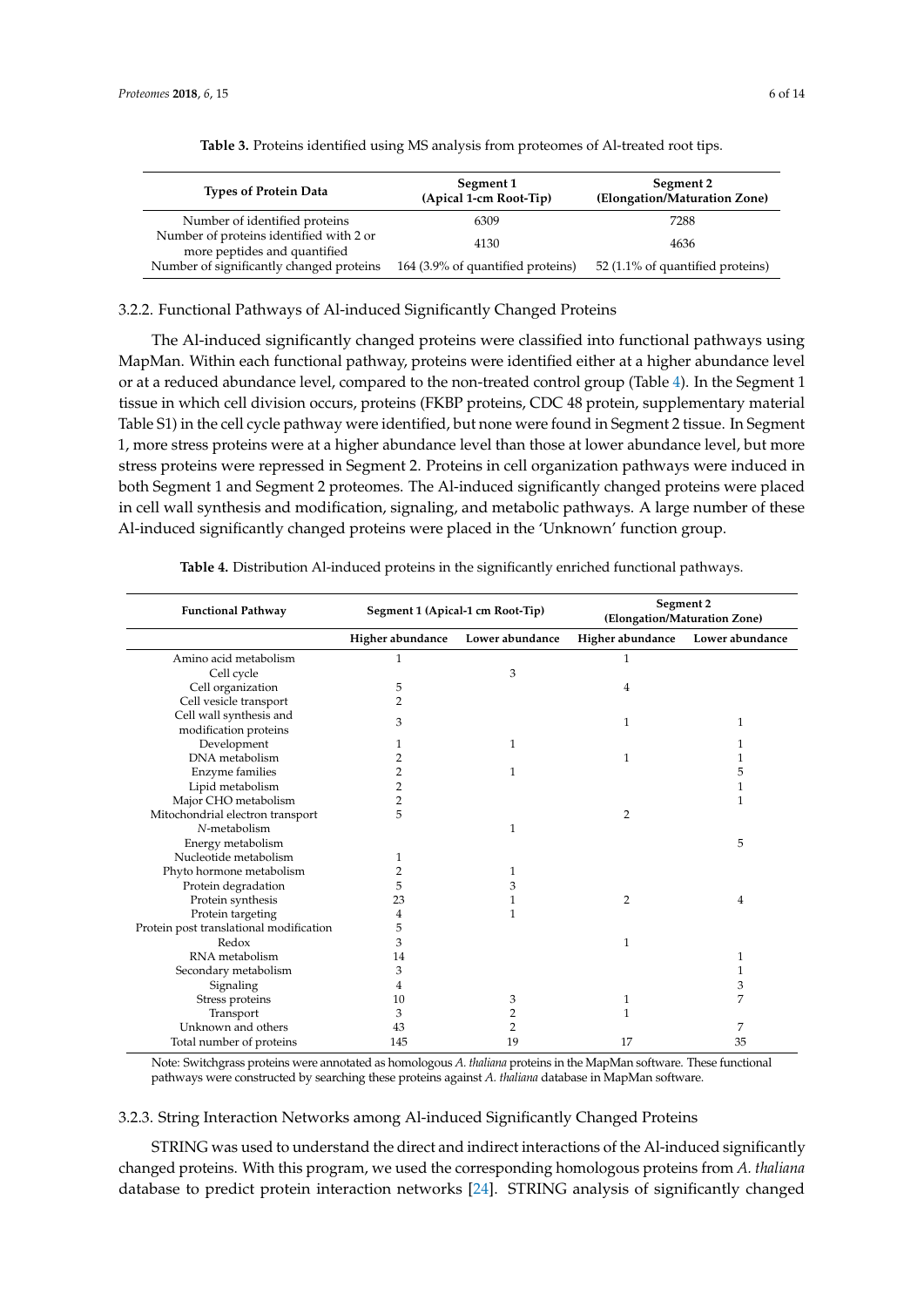**Table 3.** Proteins identified using MS analysis from proteomes of Al-treated root tips.

| Types of Protein Data | Segment 1 (Apical 1-cm Root-Tip) | Segment 2 (Elongation/Maturation Zone) |
|---|---|---|
| Number of identified proteins | 6309 | 7288 |
| Number of proteins identified with 2 or more peptides and quantified | 4130 | 4636 |
| Number of significantly changed proteins | 164 (3.9% of quantified proteins) | 52 (1.1% of quantified proteins) |

3.2.2. Functional Pathways of Al-induced Significantly Changed Proteins

The Al-induced significantly changed proteins were classified into functional pathways using MapMan. Within each functional pathway, proteins were identified either at a higher abundance level or at a reduced abundance level, compared to the non-treated control group (Table 4). In the Segment 1 tissue in which cell division occurs, proteins (FKBP proteins, CDC 48 protein, supplementary material Table S1) in the cell cycle pathway were identified, but none were found in Segment 2 tissue. In Segment 1, more stress proteins were at a higher abundance level than those at lower abundance level, but more stress proteins were repressed in Segment 2. Proteins in cell organization pathways were induced in both Segment 1 and Segment 2 proteomes. The Al-induced significantly changed proteins were placed in cell wall synthesis and modification, signaling, and metabolic pathways. A large number of these Al-induced significantly changed proteins were placed in the 'Unknown' function group.

**Table 4.** Distribution Al-induced proteins in the significantly enriched functional pathways.

| Functional Pathway | Segment 1 (Apical-1 cm Root-Tip) | | Segment 2 (Elongation/Maturation Zone) | |
|---|---|---|---|---|
| | Higher abundance | Lower abundance | Higher abundance | Lower abundance |
| Amino acid metabolism | 1 | | 1 | |
| Cell cycle | | 3 | | |
| Cell organization | 5 | | 4 | |
| Cell vesicle transport | 2 | | | |
| Cell wall synthesis and modification proteins | 3 | | 1 | 1 |
| Development | 1 | 1 | | 1 |
| DNA metabolism | 2 | | 1 | 1 |
| Enzyme families | 2 | 1 | | 5 |
| Lipid metabolism | 2 | | | 1 |
| Major CHO metabolism | 2 | | | 1 |
| Mitochondrial electron transport | 5 | | 2 | |
| *N*-metabolism | | 1 | | |
| Energy metabolism | | | | 5 |
| Nucleotide metabolism | 1 | | | |
| Phyto hormone metabolism | 2 | 1 | | |
| Protein degradation | 5 | 3 | | |
| Protein synthesis | 23 | 1 | 2 | 4 |
| Protein targeting | 4 | 1 | | |
| Protein post translational modification | 5 | | | |
| Redox | 3 | | 1 | |
| RNA metabolism | 14 | | | 1 |
| Secondary metabolism | 3 | | | 1 |
| Signaling | 4 | | | 3 |
| Stress proteins | 10 | 3 | 1 | 7 |
| Transport | 3 | 2 | 1 | |
| Unknown and others | 43 | 2 | | 7 |
| Total number of proteins | 145 | 19 | 17 | 35 |

Note: Switchgrass proteins were annotated as homologous *A. thaliana* proteins in the MapMan software. These functional pathways were constructed by searching these proteins against *A. thaliana* database in MapMan software.

3.2.3. String Interaction Networks among Al-induced Significantly Changed Proteins

STRING was used to understand the direct and indirect interactions of the Al-induced significantly changed proteins. With this program, we used the corresponding homologous proteins from *A. thaliana* database to predict protein interaction networks [24]. STRING analysis of significantly changed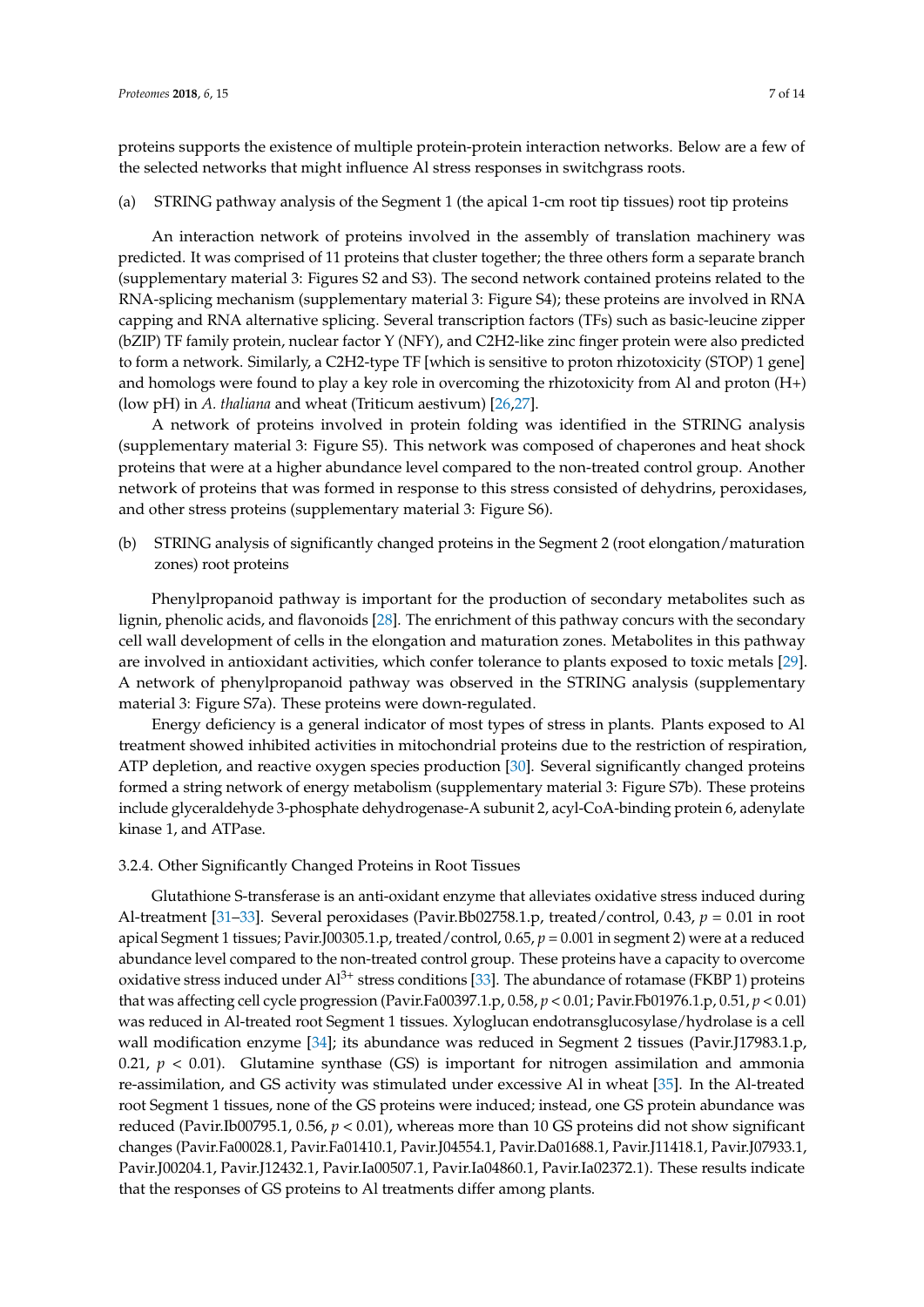proteins supports the existence of multiple protein-protein interaction networks. Below are a few of the selected networks that might influence Al stress responses in switchgrass roots.

(a) STRING pathway analysis of the Segment 1 (the apical 1-cm root tip tissues) root tip proteins

An interaction network of proteins involved in the assembly of translation machinery was predicted. It was comprised of 11 proteins that cluster together; the three others form a separate branch (supplementary material 3: Figures S2 and S3). The second network contained proteins related to the RNA-splicing mechanism (supplementary material 3: Figure S4); these proteins are involved in RNA capping and RNA alternative splicing. Several transcription factors (TFs) such as basic-leucine zipper (bZIP) TF family protein, nuclear factor Y (NFY), and C2H2-like zinc finger protein were also predicted to form a network. Similarly, a C2H2-type TF [which is sensitive to proton rhizotoxicity (STOP) 1 gene] and homologs were found to play a key role in overcoming the rhizotoxicity from Al and proton (H+) (low pH) in *A. thaliana* and wheat (Triticum aestivum) [26,27].

A network of proteins involved in protein folding was identified in the STRING analysis (supplementary material 3: Figure S5). This network was composed of chaperones and heat shock proteins that were at a higher abundance level compared to the non-treated control group. Another network of proteins that was formed in response to this stress consisted of dehydrins, peroxidases, and other stress proteins (supplementary material 3: Figure S6).

(b) STRING analysis of significantly changed proteins in the Segment 2 (root elongation/maturation zones) root proteins

Phenylpropanoid pathway is important for the production of secondary metabolites such as lignin, phenolic acids, and flavonoids [28]. The enrichment of this pathway concurs with the secondary cell wall development of cells in the elongation and maturation zones. Metabolites in this pathway are involved in antioxidant activities, which confer tolerance to plants exposed to toxic metals [29]. A network of phenylpropanoid pathway was observed in the STRING analysis (supplementary material 3: Figure S7a). These proteins were down-regulated.

Energy deficiency is a general indicator of most types of stress in plants. Plants exposed to Al treatment showed inhibited activities in mitochondrial proteins due to the restriction of respiration, ATP depletion, and reactive oxygen species production [30]. Several significantly changed proteins formed a string network of energy metabolism (supplementary material 3: Figure S7b). These proteins include glyceraldehyde 3-phosphate dehydrogenase-A subunit 2, acyl-CoA-binding protein 6, adenylate kinase 1, and ATPase.

### 3.2.4. Other Significantly Changed Proteins in Root Tissues

Glutathione S-transferase is an anti-oxidant enzyme that alleviates oxidative stress induced during Al-treatment [31–33]. Several peroxidases (Pavir.Bb02758.1.p, treated/control, 0.43, $p = 0.01$ in root apical Segment 1 tissues; Pavir.J00305.1.p, treated/control, 0.65, $p = 0.001$ in segment 2) were at a reduced abundance level compared to the non-treated control group. These proteins have a capacity to overcome oxidative stress induced under $Al^{3+}$ stress conditions [33]. The abundance of rotamase (FKBP 1) proteins that was affecting cell cycle progression (Pavir.Fa00397.1.p, 0.58, $p < 0.01$; Pavir.Fb01976.1.p, 0.51, $p < 0.01$) was reduced in Al-treated root Segment 1 tissues. Xyloglucan endotransglucosylase/hydrolase is a cell wall modification enzyme [34]; its abundance was reduced in Segment 2 tissues (Pavir.J17983.1.p, 0.21, $p < 0.01$). Glutamine synthase (GS) is important for nitrogen assimilation and ammonia re-assimilation, and GS activity was stimulated under excessive Al in wheat [35]. In the Al-treated root Segment 1 tissues, none of the GS proteins were induced; instead, one GS protein abundance was reduced (Pavir.Ib00795.1, 0.56, $p < 0.01$), whereas more than 10 GS proteins did not show significant changes (Pavir.Fa00028.1, Pavir.Fa01410.1, Pavir.J04554.1, Pavir.Da01688.1, Pavir.J11418.1, Pavir.J07933.1, Pavir.J00204.1, Pavir.J12432.1, Pavir.Ia00507.1, Pavir.Ia04860.1, Pavir.Ia02372.1). These results indicate that the responses of GS proteins to Al treatments differ among plants.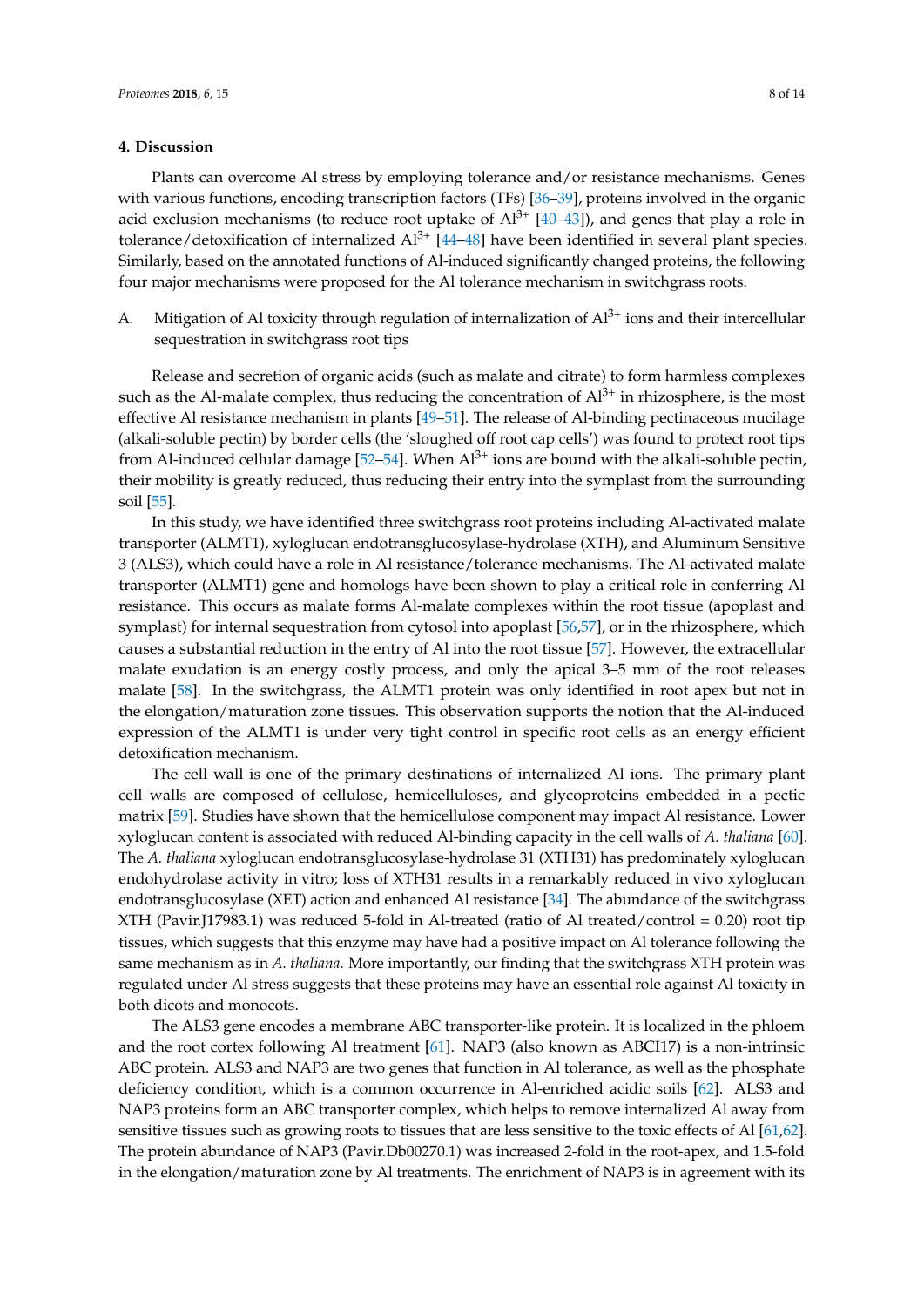## 4. Discussion

Plants can overcome Al stress by employing tolerance and/or resistance mechanisms. Genes with various functions, encoding transcription factors (TFs) [36–39], proteins involved in the organic acid exclusion mechanisms (to reduce root uptake of $Al^{3+}$ [40–43]), and genes that play a role in tolerance/detoxification of internalized $Al^{3+}$ [44–48] have been identified in several plant species. Similarly, based on the annotated functions of Al-induced significantly changed proteins, the following four major mechanisms were proposed for the Al tolerance mechanism in switchgrass roots.

A. Mitigation of Al toxicity through regulation of internalization of $Al^{3+}$ ions and their intercellular sequestration in switchgrass root tips

Release and secretion of organic acids (such as malate and citrate) to form harmless complexes such as the Al-malate complex, thus reducing the concentration of $Al^{3+}$ in rhizosphere, is the most effective Al resistance mechanism in plants [49–51]. The release of Al-binding pectinaceous mucilage (alkali-soluble pectin) by border cells (the 'sloughed off root cap cells') was found to protect root tips from Al-induced cellular damage [52–54]. When $Al^{3+}$ ions are bound with the alkali-soluble pectin, their mobility is greatly reduced, thus reducing their entry into the symplast from the surrounding soil [55].

In this study, we have identified three switchgrass root proteins including Al-activated malate transporter (ALMT1), xyloglucan endotransglucosylase-hydrolase (XTH), and Aluminum Sensitive 3 (ALS3), which could have a role in Al resistance/tolerance mechanisms. The Al-activated malate transporter (ALMT1) gene and homologs have been shown to play a critical role in conferring Al resistance. This occurs as malate forms Al-malate complexes within the root tissue (apoplast and symplast) for internal sequestration from cytosol into apoplast [56,57], or in the rhizosphere, which causes a substantial reduction in the entry of Al into the root tissue [57]. However, the extracellular malate exudation is an energy costly process, and only the apical 3–5 mm of the root releases malate [58]. In the switchgrass, the ALMT1 protein was only identified in root apex but not in the elongation/maturation zone tissues. This observation supports the notion that the Al-induced expression of the ALMT1 is under very tight control in specific root cells as an energy efficient detoxification mechanism.

The cell wall is one of the primary destinations of internalized Al ions. The primary plant cell walls are composed of cellulose, hemicelluloses, and glycoproteins embedded in a pectic matrix [59]. Studies have shown that the hemicellulose component may impact Al resistance. Lower xyloglucan content is associated with reduced Al-binding capacity in the cell walls of *A. thaliana* [60]. The *A. thaliana* xyloglucan endotransglucosylase-hydrolase 31 (XTH31) has predominately xyloglucan endohydrolase activity in vitro; loss of XTH31 results in a remarkably reduced in vivo xyloglucan endotransglucosylase (XET) action and enhanced Al resistance [34]. The abundance of the switchgrass XTH (Pavir.J17983.1) was reduced 5-fold in Al-treated (ratio of Al treated/control = 0.20) root tip tissues, which suggests that this enzyme may have had a positive impact on Al tolerance following the same mechanism as in *A. thaliana*. More importantly, our finding that the switchgrass XTH protein was regulated under Al stress suggests that these proteins may have an essential role against Al toxicity in both dicots and monocots.

The ALS3 gene encodes a membrane ABC transporter-like protein. It is localized in the phloem and the root cortex following Al treatment [61]. NAP3 (also known as ABCI17) is a non-intrinsic ABC protein. ALS3 and NAP3 are two genes that function in Al tolerance, as well as the phosphate deficiency condition, which is a common occurrence in Al-enriched acidic soils [62]. ALS3 and NAP3 proteins form an ABC transporter complex, which helps to remove internalized Al away from sensitive tissues such as growing roots to tissues that are less sensitive to the toxic effects of Al [61,62]. The protein abundance of NAP3 (Pavir.Db00270.1) was increased 2-fold in the root-apex, and 1.5-fold in the elongation/maturation zone by Al treatments. The enrichment of NAP3 is in agreement with its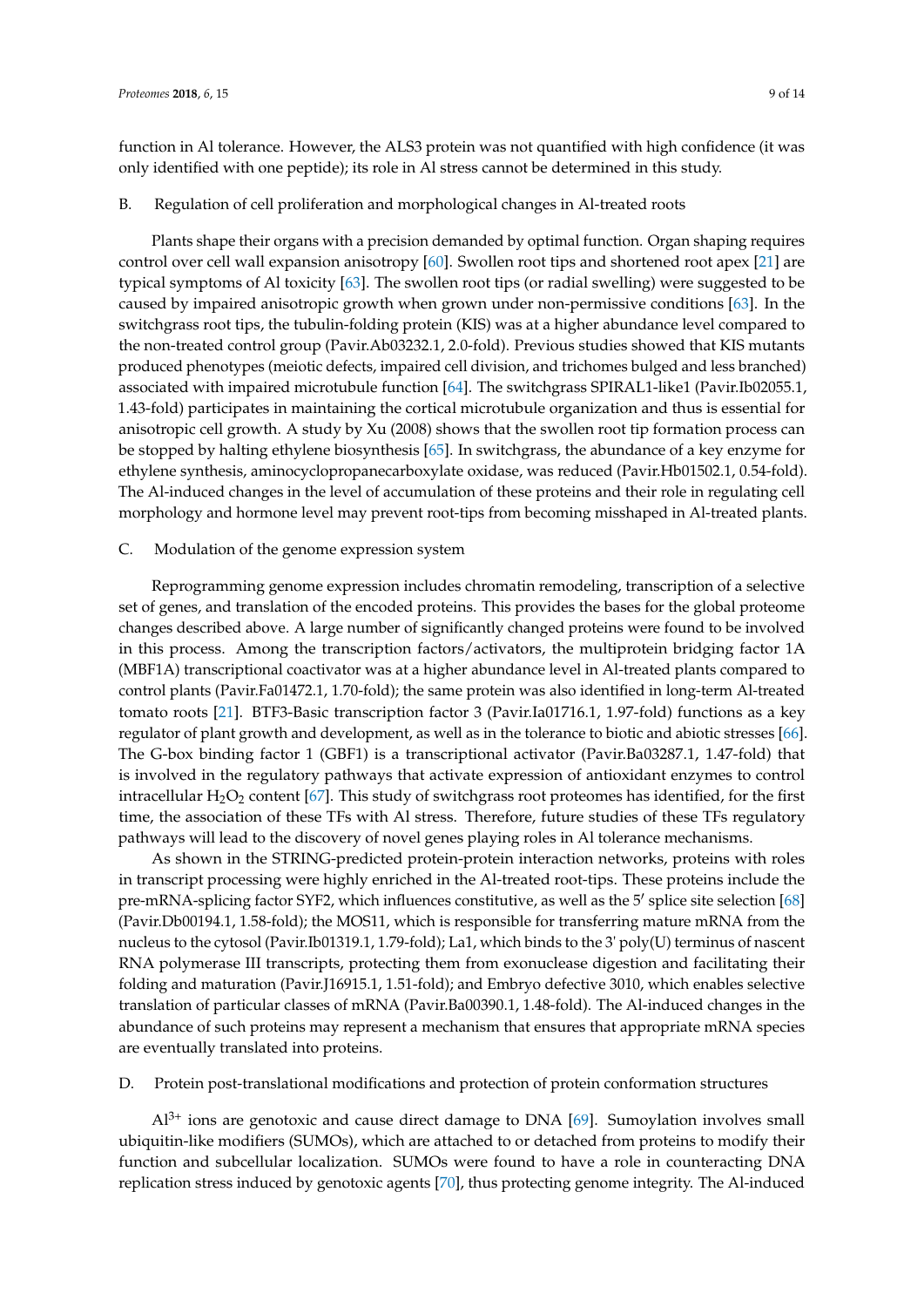function in Al tolerance. However, the ALS3 protein was not quantified with high confidence (it was only identified with one peptide); its role in Al stress cannot be determined in this study.

B. Regulation of cell proliferation and morphological changes in Al-treated roots

Plants shape their organs with a precision demanded by optimal function. Organ shaping requires control over cell wall expansion anisotropy [60]. Swollen root tips and shortened root apex [21] are typical symptoms of Al toxicity [63]. The swollen root tips (or radial swelling) were suggested to be caused by impaired anisotropic growth when grown under non-permissive conditions [63]. In the switchgrass root tips, the tubulin-folding protein (KIS) was at a higher abundance level compared to the non-treated control group (Pavir.Ab03232.1, 2.0-fold). Previous studies showed that KIS mutants produced phenotypes (meiotic defects, impaired cell division, and trichomes bulged and less branched) associated with impaired microtubule function [64]. The switchgrass SPIRAL1-like1 (Pavir.Ib02055.1, 1.43-fold) participates in maintaining the cortical microtubule organization and thus is essential for anisotropic cell growth. A study by Xu (2008) shows that the swollen root tip formation process can be stopped by halting ethylene biosynthesis [65]. In switchgrass, the abundance of a key enzyme for ethylene synthesis, aminocyclopropanecarboxylate oxidase, was reduced (Pavir.Hb01502.1, 0.54-fold). The Al-induced changes in the level of accumulation of these proteins and their role in regulating cell morphology and hormone level may prevent root-tips from becoming misshaped in Al-treated plants.

C. Modulation of the genome expression system

Reprogramming genome expression includes chromatin remodeling, transcription of a selective set of genes, and translation of the encoded proteins. This provides the bases for the global proteome changes described above. A large number of significantly changed proteins were found to be involved in this process. Among the transcription factors/activators, the multiprotein bridging factor 1A (MBF1A) transcriptional coactivator was at a higher abundance level in Al-treated plants compared to control plants (Pavir.Fa01472.1, 1.70-fold); the same protein was also identified in long-term Al-treated tomato roots [21]. BTF3-Basic transcription factor 3 (Pavir.Ia01716.1, 1.97-fold) functions as a key regulator of plant growth and development, as well as in the tolerance to biotic and abiotic stresses [66]. The G-box binding factor 1 (GBF1) is a transcriptional activator (Pavir.Ba03287.1, 1.47-fold) that is involved in the regulatory pathways that activate expression of antioxidant enzymes to control intracellular $H_2O_2$ content [67]. This study of switchgrass root proteomes has identified, for the first time, the association of these TFs with Al stress. Therefore, future studies of these TFs regulatory pathways will lead to the discovery of novel genes playing roles in Al tolerance mechanisms.

As shown in the STRING-predicted protein-protein interaction networks, proteins with roles in transcript processing were highly enriched in the Al-treated root-tips. These proteins include the pre-mRNA-splicing factor SYF2, which influences constitutive, as well as the 5′ splice site selection [68] (Pavir.Db00194.1, 1.58-fold); the MOS11, which is responsible for transferring mature mRNA from the nucleus to the cytosol (Pavir.Ib01319.1, 1.79-fold); La1, which binds to the 3' poly(U) terminus of nascent RNA polymerase III transcripts, protecting them from exonuclease digestion and facilitating their folding and maturation (Pavir.J16915.1, 1.51-fold); and Embryo defective 3010, which enables selective translation of particular classes of mRNA (Pavir.Ba00390.1, 1.48-fold). The Al-induced changes in the abundance of such proteins may represent a mechanism that ensures that appropriate mRNA species are eventually translated into proteins.

D. Protein post-translational modifications and protection of protein conformation structures

$Al^{3+}$ ions are genotoxic and cause direct damage to DNA [69]. Sumoylation involves small ubiquitin-like modifiers (SUMOs), which are attached to or detached from proteins to modify their function and subcellular localization. SUMOs were found to have a role in counteracting DNA replication stress induced by genotoxic agents [70], thus protecting genome integrity. The Al-induced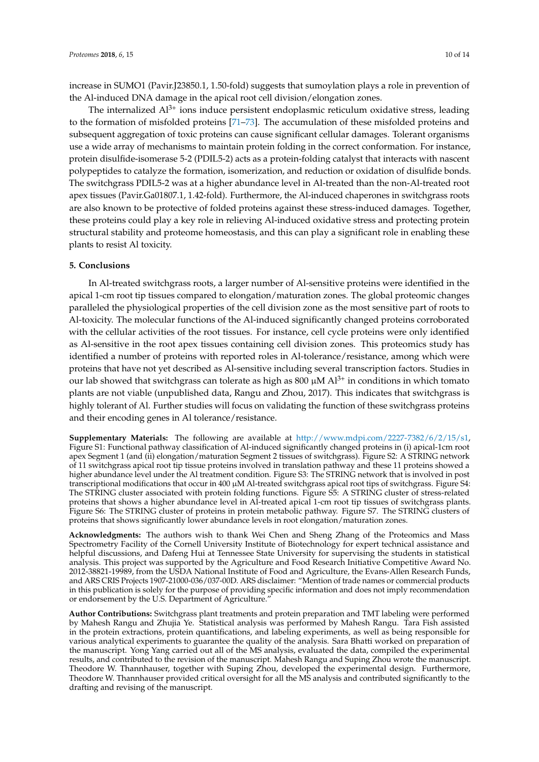increase in SUMO1 (Pavir.J23850.1, 1.50-fold) suggests that sumoylation plays a role in prevention of the Al-induced DNA damage in the apical root cell division/elongation zones.

The internalized $Al^{3+}$ ions induce persistent endoplasmic reticulum oxidative stress, leading to the formation of misfolded proteins [71–73]. The accumulation of these misfolded proteins and subsequent aggregation of toxic proteins can cause significant cellular damages. Tolerant organisms use a wide array of mechanisms to maintain protein folding in the correct conformation. For instance, protein disulfide-isomerase 5-2 (PDIL5-2) acts as a protein-folding catalyst that interacts with nascent polypeptides to catalyze the formation, isomerization, and reduction or oxidation of disulfide bonds. The switchgrass PDIL5-2 was at a higher abundance level in Al-treated than the non-Al-treated root apex tissues (Pavir.Ga01807.1, 1.42-fold). Furthermore, the Al-induced chaperones in switchgrass roots are also known to be protective of folded proteins against these stress-induced damages. Together, these proteins could play a key role in relieving Al-induced oxidative stress and protecting protein structural stability and proteome homeostasis, and this can play a significant role in enabling these plants to resist Al toxicity.

## 5. Conclusions

In Al-treated switchgrass roots, a larger number of Al-sensitive proteins were identified in the apical 1-cm root tip tissues compared to elongation/maturation zones. The global proteomic changes paralleled the physiological properties of the cell division zone as the most sensitive part of roots to Al-toxicity. The molecular functions of the Al-induced significantly changed proteins corroborated with the cellular activities of the root tissues. For instance, cell cycle proteins were only identified as Al-sensitive in the root apex tissues containing cell division zones. This proteomics study has identified a number of proteins with reported roles in Al-tolerance/resistance, among which were proteins that have not yet described as Al-sensitive including several transcription factors. Studies in our lab showed that switchgrass can tolerate as high as 800 μM $Al^{3+}$ in conditions in which tomato plants are not viable (unpublished data, Rangu and Zhou, 2017). This indicates that switchgrass is highly tolerant of Al. Further studies will focus on validating the function of these switchgrass proteins and their encoding genes in Al tolerance/resistance.

**Supplementary Materials:** The following are available at http://www.mdpi.com/2227-7382/6/2/15/s1, Figure S1: Functional pathway classification of Al-induced significantly changed proteins in (i) apical-1cm root apex Segment 1 (and (ii) elongation/maturation Segment 2 tissues of switchgrass). Figure S2: A STRING network of 11 switchgrass apical root tip tissue proteins involved in translation pathway and these 11 proteins showed a higher abundance level under the Al treatment condition. Figure S3: The STRING network that is involved in post transcriptional modifications that occur in 400 μM Al-treated switchgrass apical root tips of switchgrass. Figure S4: The STRING cluster associated with protein folding functions. Figure S5: A STRING cluster of stress-related proteins that shows a higher abundance level in Al-treated apical 1-cm root tip tissues of switchgrass plants. Figure S6: The STRING cluster of proteins in protein metabolic pathway. Figure S7. The STRING clusters of proteins that shows significantly lower abundance levels in root elongation/maturation zones.

**Acknowledgments:** The authors wish to thank Wei Chen and Sheng Zhang of the Proteomics and Mass Spectrometry Facility of the Cornell University Institute of Biotechnology for expert technical assistance and helpful discussions, and Dafeng Hui at Tennessee State University for supervising the students in statistical analysis. This project was supported by the Agriculture and Food Research Initiative Competitive Award No. 2012-38821-19989, from the USDA National Institute of Food and Agriculture, the Evans-Allen Research Funds, and ARS CRIS Projects 1907-21000-036/037-00D. ARS disclaimer: "Mention of trade names or commercial products in this publication is solely for the purpose of providing specific information and does not imply recommendation or endorsement by the U.S. Department of Agriculture."

**Author Contributions:** Switchgrass plant treatments and protein preparation and TMT labeling were performed by Mahesh Rangu and Zhujia Ye. Statistical analysis was performed by Mahesh Rangu. Tara Fish assisted in the protein extractions, protein quantifications, and labeling experiments, as well as being responsible for various analytical experiments to guarantee the quality of the analysis. Sara Bhatti worked on preparation of the manuscript. Yong Yang carried out all of the MS analysis, evaluated the data, compiled the experimental results, and contributed to the revision of the manuscript. Mahesh Rangu and Suping Zhou wrote the manuscript. Theodore W. Thannhauser, together with Suping Zhou, developed the experimental design. Furthermore, Theodore W. Thannhauser provided critical oversight for all the MS analysis and contributed significantly to the drafting and revising of the manuscript.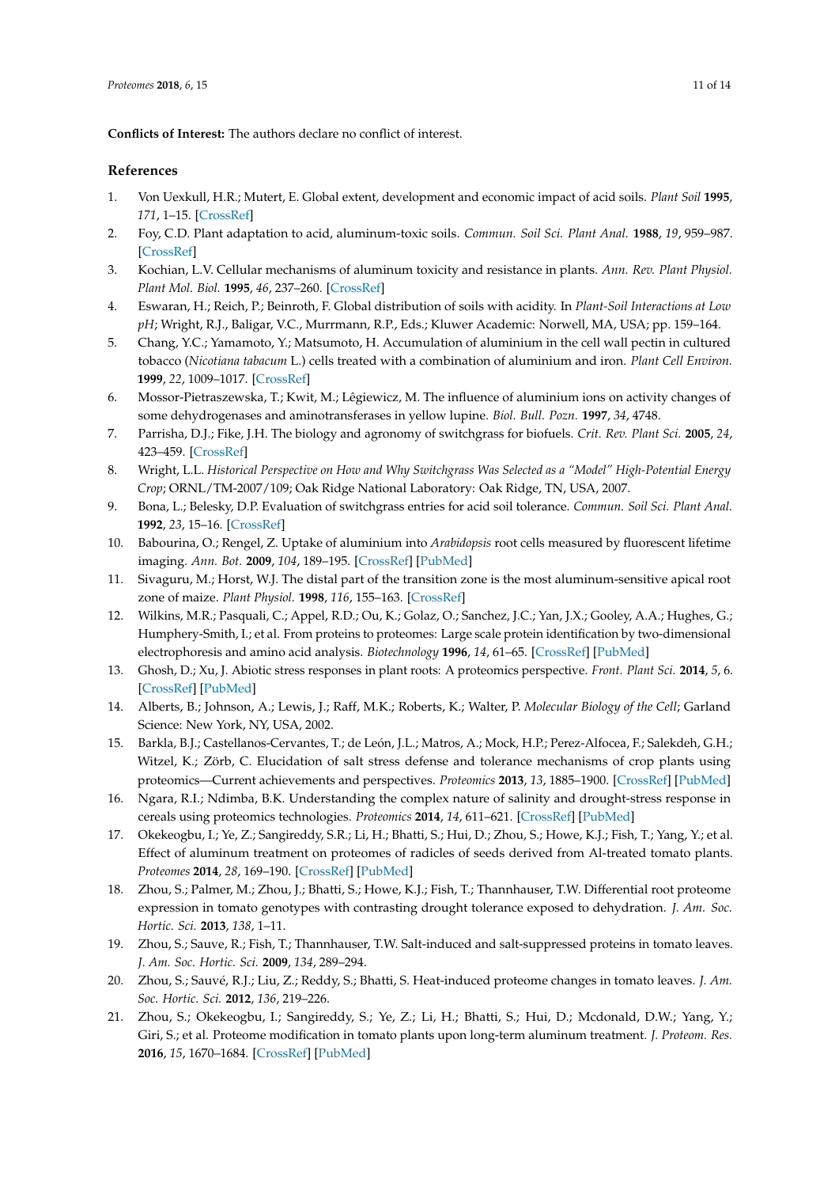**Conflicts of Interest:** The authors declare no conflict of interest.

## References

1. Von Uexkull, H.R.; Mutert, E. Global extent, development and economic impact of acid soils. *Plant Soil* **1995**, *171*, 1–15. [CrossRef]
2. Foy, C.D. Plant adaptation to acid, aluminum-toxic soils. *Commun. Soil Sci. Plant Anal.* **1988**, *19*, 959–987. [CrossRef]
3. Kochian, L.V. Cellular mechanisms of aluminum toxicity and resistance in plants. *Ann. Rev. Plant Physiol. Plant Mol. Biol.* **1995**, *46*, 237–260. [CrossRef]
4. Eswaran, H.; Reich, P.; Beinroth, F. Global distribution of soils with acidity. In *Plant-Soil Interactions at Low pH*; Wright, R.J., Baligar, V.C., Murrmann, R.P., Eds.; Kluwer Academic: Norwell, MA, USA; pp. 159–164.
5. Chang, Y.C.; Yamamoto, Y.; Matsumoto, H. Accumulation of aluminium in the cell wall pectin in cultured tobacco (*Nicotiana tabacum* L.) cells treated with a combination of aluminium and iron. *Plant Cell Environ.* **1999**, *22*, 1009–1017. [CrossRef]
6. Mossor-Pietraszewska, T.; Kwit, M.; Lêgiewicz, M. The influence of aluminium ions on activity changes of some dehydrogenases and aminotransferases in yellow lupine. *Biol. Bull. Pozn.* **1997**, *34*, 4748.
7. Parrisha, D.J.; Fike, J.H. The biology and agronomy of switchgrass for biofuels. *Crit. Rev. Plant Sci.* **2005**, *24*, 423–459. [CrossRef]
8. Wright, L.L. *Historical Perspective on How and Why Switchgrass Was Selected as a "Model" High-Potential Energy Crop*; ORNL/TM-2007/109; Oak Ridge National Laboratory: Oak Ridge, TN, USA, 2007.
9. Bona, L.; Belesky, D.P. Evaluation of switchgrass entries for acid soil tolerance. *Commun. Soil Sci. Plant Anal.* **1992**, *23*, 15–16. [CrossRef]
10. Babourina, O.; Rengel, Z. Uptake of aluminium into *Arabidopsis* root cells measured by fluorescent lifetime imaging. *Ann. Bot.* **2009**, *104*, 189–195. [CrossRef] [PubMed]
11. Sivaguru, M.; Horst, W.J. The distal part of the transition zone is the most aluminum-sensitive apical root zone of maize. *Plant Physiol.* **1998**, *116*, 155–163. [CrossRef]
12. Wilkins, M.R.; Pasquali, C.; Appel, R.D.; Ou, K.; Golaz, O.; Sanchez, J.C.; Yan, J.X.; Gooley, A.A.; Hughes, G.; Humphery-Smith, I.; et al. From proteins to proteomes: Large scale protein identification by two-dimensional electrophoresis and amino acid analysis. *Biotechnology* **1996**, *14*, 61–65. [CrossRef] [PubMed]
13. Ghosh, D.; Xu, J. Abiotic stress responses in plant roots: A proteomics perspective. *Front. Plant Sci.* **2014**, *5*, 6. [CrossRef] [PubMed]
14. Alberts, B.; Johnson, A.; Lewis, J.; Raff, M.K.; Roberts, K.; Walter, P. *Molecular Biology of the Cell*; Garland Science: New York, NY, USA, 2002.
15. Barkla, B.J.; Castellanos-Cervantes, T.; de León, J.L.; Matros, A.; Mock, H.P.; Perez-Alfocea, F.; Salekdeh, G.H.; Witzel, K.; Zörb, C. Elucidation of salt stress defense and tolerance mechanisms of crop plants using proteomics—Current achievements and perspectives. *Proteomics* **2013**, *13*, 1885–1900. [CrossRef] [PubMed]
16. Ngara, R.I.; Ndimba, B.K. Understanding the complex nature of salinity and drought-stress response in cereals using proteomics technologies. *Proteomics* **2014**, *14*, 611–621. [CrossRef] [PubMed]
17. Okekeogbu, I.; Ye, Z.; Sangireddy, S.R.; Li, H.; Bhatti, S.; Hui, D.; Zhou, S.; Howe, K.J.; Fish, T.; Yang, Y.; et al. Effect of aluminum treatment on proteomes of radicles of seeds derived from Al-treated tomato plants. *Proteomes* **2014**, *28*, 169–190. [CrossRef] [PubMed]
18. Zhou, S.; Palmer, M.; Zhou, J.; Bhatti, S.; Howe, K.J.; Fish, T.; Thannhauser, T.W. Differential root proteome expression in tomato genotypes with contrasting drought tolerance exposed to dehydration. *J. Am. Soc. Hortic. Sci.* **2013**, *138*, 1–11.
19. Zhou, S.; Sauve, R.; Fish, T.; Thannhauser, T.W. Salt-induced and salt-suppressed proteins in tomato leaves. *J. Am. Soc. Hortic. Sci.* **2009**, *134*, 289–294.
20. Zhou, S.; Sauvé, R.J.; Liu, Z.; Reddy, S.; Bhatti, S. Heat-induced proteome changes in tomato leaves. *J. Am. Soc. Hortic. Sci.* **2012**, *136*, 219–226.
21. Zhou, S.; Okekeogbu, I.; Sangireddy, S.; Ye, Z.; Li, H.; Bhatti, S.; Hui, D.; Mcdonald, D.W.; Yang, Y.; Giri, S.; et al. Proteome modification in tomato plants upon long-term aluminum treatment. *J. Proteom. Res.* **2016**, *15*, 1670–1684. [CrossRef] [PubMed]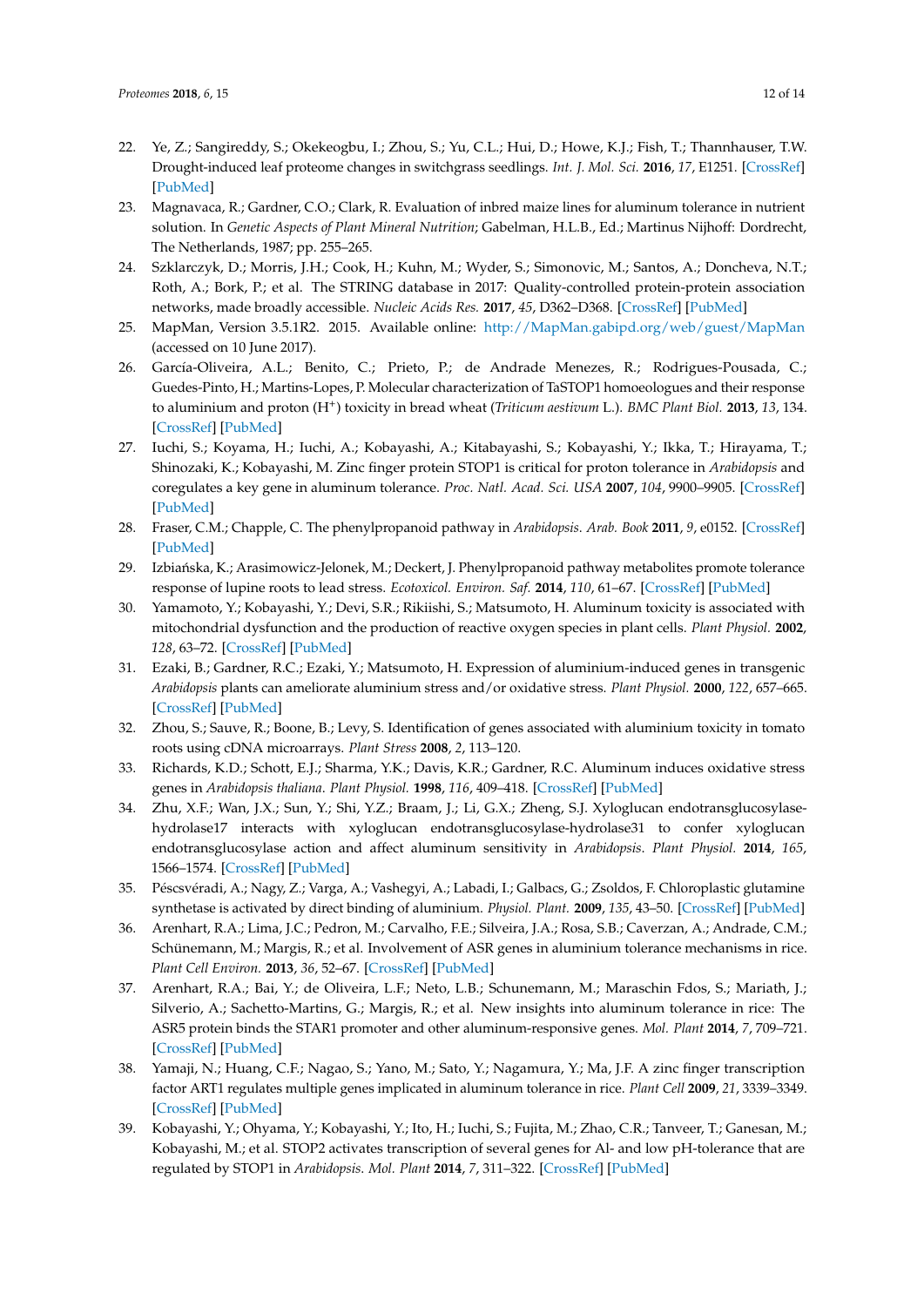22. Ye, Z.; Sangireddy, S.; Okekeogbu, I.; Zhou, S.; Yu, C.L.; Hui, D.; Howe, K.J.; Fish, T.; Thannhauser, T.W. Drought-induced leaf proteome changes in switchgrass seedlings. *Int. J. Mol. Sci.* **2016**, *17*, E1251. [CrossRef] [PubMed]
23. Magnavaca, R.; Gardner, C.O.; Clark, R. Evaluation of inbred maize lines for aluminum tolerance in nutrient solution. In *Genetic Aspects of Plant Mineral Nutrition*; Gabelman, H.L.B., Ed.; Martinus Nijhoff: Dordrecht, The Netherlands, 1987; pp. 255–265.
24. Szklarczyk, D.; Morris, J.H.; Cook, H.; Kuhn, M.; Wyder, S.; Simonovic, M.; Santos, A.; Doncheva, N.T.; Roth, A.; Bork, P.; et al. The STRING database in 2017: Quality-controlled protein-protein association networks, made broadly accessible. *Nucleic Acids Res.* **2017**, *45*, D362–D368. [CrossRef] [PubMed]
25. MapMan, Version 3.5.1R2. 2015. Available online: http://MapMan.gabipd.org/web/guest/MapMan (accessed on 10 June 2017).
26. García-Oliveira, A.L.; Benito, C.; Prieto, P.; de Andrade Menezes, R.; Rodrigues-Pousada, C.; Guedes-Pinto, H.; Martins-Lopes, P. Molecular characterization of TaSTOP1 homoeologues and their response to aluminium and proton ($H^+$) toxicity in bread wheat (*Triticum aestivum* L.). *BMC Plant Biol.* **2013**, *13*, 134. [CrossRef] [PubMed]
27. Iuchi, S.; Koyama, H.; Iuchi, A.; Kobayashi, A.; Kitabayashi, S.; Kobayashi, Y.; Ikka, T.; Hirayama, T.; Shinozaki, K.; Kobayashi, M. Zinc finger protein STOP1 is critical for proton tolerance in *Arabidopsis* and coregulates a key gene in aluminum tolerance. *Proc. Natl. Acad. Sci. USA* **2007**, *104*, 9900–9905. [CrossRef] [PubMed]
28. Fraser, C.M.; Chapple, C. The phenylpropanoid pathway in *Arabidopsis*. *Arab. Book* **2011**, *9*, e0152. [CrossRef] [PubMed]
29. Izbiańska, K.; Arasimowicz-Jelonek, M.; Deckert, J. Phenylpropanoid pathway metabolites promote tolerance response of lupine roots to lead stress. *Ecotoxicol. Environ. Saf.* **2014**, *110*, 61–67. [CrossRef] [PubMed]
30. Yamamoto, Y.; Kobayashi, Y.; Devi, S.R.; Rikiishi, S.; Matsumoto, H. Aluminum toxicity is associated with mitochondrial dysfunction and the production of reactive oxygen species in plant cells. *Plant Physiol.* **2002**, *128*, 63–72. [CrossRef] [PubMed]
31. Ezaki, B.; Gardner, R.C.; Ezaki, Y.; Matsumoto, H. Expression of aluminium-induced genes in transgenic *Arabidopsis* plants can ameliorate aluminium stress and/or oxidative stress. *Plant Physiol.* **2000**, *122*, 657–665. [CrossRef] [PubMed]
32. Zhou, S.; Sauve, R.; Boone, B.; Levy, S. Identification of genes associated with aluminium toxicity in tomato roots using cDNA microarrays. *Plant Stress* **2008**, *2*, 113–120.
33. Richards, K.D.; Schott, E.J.; Sharma, Y.K.; Davis, K.R.; Gardner, R.C. Aluminum induces oxidative stress genes in *Arabidopsis thaliana*. *Plant Physiol.* **1998**, *116*, 409–418. [CrossRef] [PubMed]
34. Zhu, X.F.; Wan, J.X.; Sun, Y.; Shi, Y.Z.; Braam, J.; Li, G.X.; Zheng, S.J. Xyloglucan endotransglucosylase-hydrolase17 interacts with xyloglucan endotransglucosylase-hydrolase31 to confer xyloglucan endotransglucosylase action and affect aluminum sensitivity in *Arabidopsis*. *Plant Physiol.* **2014**, *165*, 1566–1574. [CrossRef] [PubMed]
35. Péscsvéradi, A.; Nagy, Z.; Varga, A.; Vashegyi, A.; Labadi, I.; Galbacs, G.; Zsoldos, F. Chloroplastic glutamine synthetase is activated by direct binding of aluminium. *Physiol. Plant.* **2009**, *135*, 43–50. [CrossRef] [PubMed]
36. Arenhart, R.A.; Lima, J.C.; Pedron, M.; Carvalho, F.E.; Silveira, J.A.; Rosa, S.B.; Caverzan, A.; Andrade, C.M.; Schünemann, M.; Margis, R.; et al. Involvement of ASR genes in aluminium tolerance mechanisms in rice. *Plant Cell Environ.* **2013**, *36*, 52–67. [CrossRef] [PubMed]
37. Arenhart, R.A.; Bai, Y.; de Oliveira, L.F.; Neto, L.B.; Schunemann, M.; Maraschin Fdos, S.; Mariath, J.; Silverio, A.; Sachetto-Martins, G.; Margis, R.; et al. New insights into aluminum tolerance in rice: The ASR5 protein binds the STAR1 promoter and other aluminum-responsive genes. *Mol. Plant* **2014**, *7*, 709–721. [CrossRef] [PubMed]
38. Yamaji, N.; Huang, C.F.; Nagao, S.; Yano, M.; Sato, Y.; Nagamura, Y.; Ma, J.F. A zinc finger transcription factor ART1 regulates multiple genes implicated in aluminum tolerance in rice. *Plant Cell* **2009**, *21*, 3339–3349. [CrossRef] [PubMed]
39. Kobayashi, Y.; Ohyama, Y.; Kobayashi, Y.; Ito, H.; Iuchi, S.; Fujita, M.; Zhao, C.R.; Tanveer, T.; Ganesan, M.; Kobayashi, M.; et al. STOP2 activates transcription of several genes for Al- and low pH-tolerance that are regulated by STOP1 in *Arabidopsis*. *Mol. Plant* **2014**, *7*, 311–322. [CrossRef] [PubMed]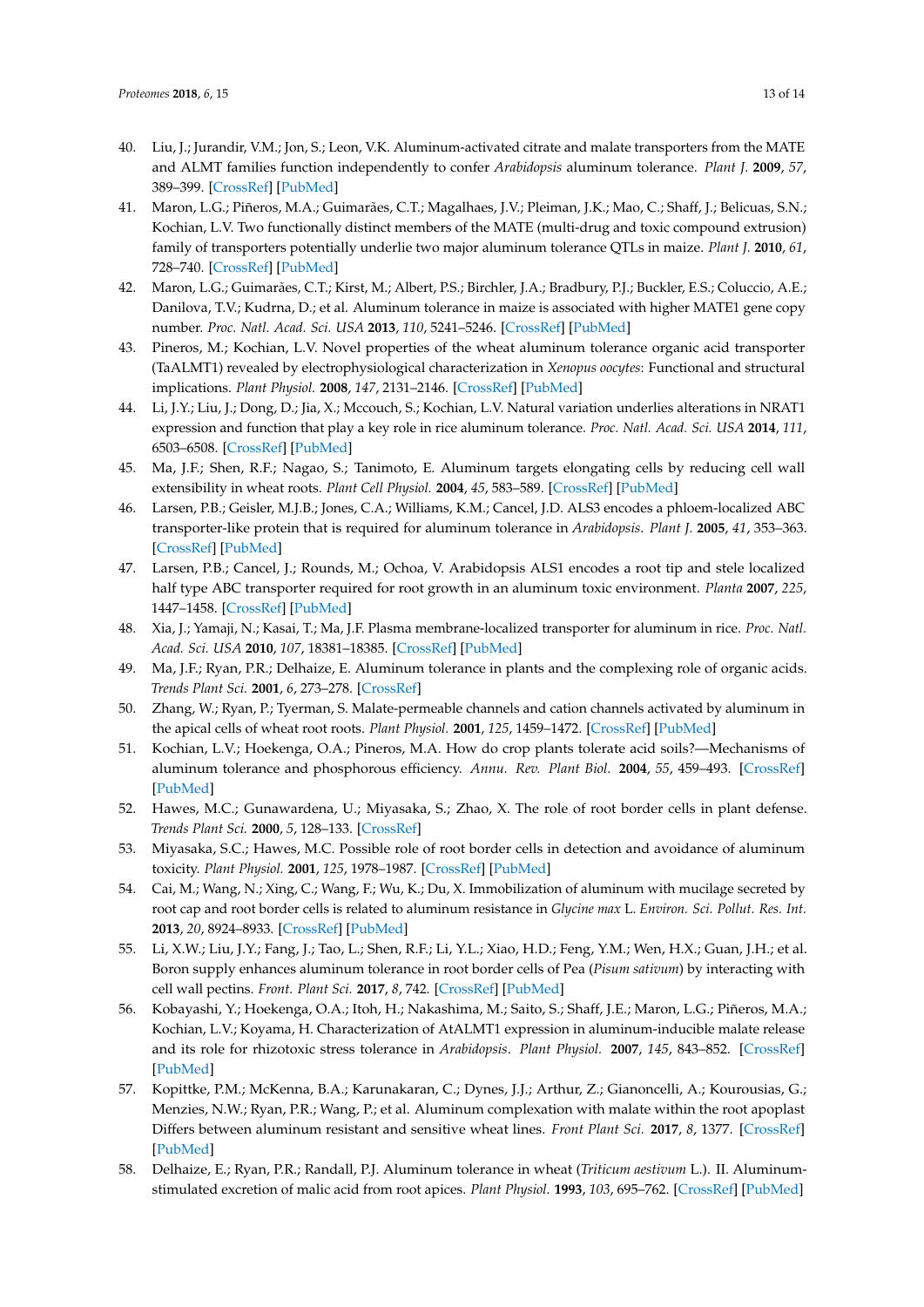40. Liu, J.; Jurandir, V.M.; Jon, S.; Leon, V.K. Aluminum-activated citrate and malate transporters from the MATE and ALMT families function independently to confer *Arabidopsis* aluminum tolerance. *Plant J.* **2009**, *57*, 389–399. [CrossRef] [PubMed]
41. Maron, L.G.; Piñeros, M.A.; Guimarães, C.T.; Magalhaes, J.V.; Pleiman, J.K.; Mao, C.; Shaff, J.; Belicuas, S.N.; Kochian, L.V. Two functionally distinct members of the MATE (multi-drug and toxic compound extrusion) family of transporters potentially underlie two major aluminum tolerance QTLs in maize. *Plant J.* **2010**, *61*, 728–740. [CrossRef] [PubMed]
42. Maron, L.G.; Guimarães, C.T.; Kirst, M.; Albert, P.S.; Birchler, J.A.; Bradbury, P.J.; Buckler, E.S.; Coluccio, A.E.; Danilova, T.V.; Kudrna, D.; et al. Aluminum tolerance in maize is associated with higher MATE1 gene copy number. *Proc. Natl. Acad. Sci. USA* **2013**, *110*, 5241–5246. [CrossRef] [PubMed]
43. Pineros, M.; Kochian, L.V. Novel properties of the wheat aluminum tolerance organic acid transporter (TaALMT1) revealed by electrophysiological characterization in *Xenopus oocytes*: Functional and structural implications. *Plant Physiol.* **2008**, *147*, 2131–2146. [CrossRef] [PubMed]
44. Li, J.Y.; Liu, J.; Dong, D.; Jia, X.; Mccouch, S.; Kochian, L.V. Natural variation underlies alterations in NRAT1 expression and function that play a key role in rice aluminum tolerance. *Proc. Natl. Acad. Sci. USA* **2014**, *111*, 6503–6508. [CrossRef] [PubMed]
45. Ma, J.F.; Shen, R.F.; Nagao, S.; Tanimoto, E. Aluminum targets elongating cells by reducing cell wall extensibility in wheat roots. *Plant Cell Physiol.* **2004**, *45*, 583–589. [CrossRef] [PubMed]
46. Larsen, P.B.; Geisler, M.J.B.; Jones, C.A.; Williams, K.M.; Cancel, J.D. ALS3 encodes a phloem-localized ABC transporter-like protein that is required for aluminum tolerance in *Arabidopsis*. *Plant J.* **2005**, *41*, 353–363. [CrossRef] [PubMed]
47. Larsen, P.B.; Cancel, J.; Rounds, M.; Ochoa, V. Arabidopsis ALS1 encodes a root tip and stele localized half type ABC transporter required for root growth in an aluminum toxic environment. *Planta* **2007**, *225*, 1447–1458. [CrossRef] [PubMed]
48. Xia, J.; Yamaji, N.; Kasai, T.; Ma, J.F. Plasma membrane-localized transporter for aluminum in rice. *Proc. Natl. Acad. Sci. USA* **2010**, *107*, 18381–18385. [CrossRef] [PubMed]
49. Ma, J.F.; Ryan, P.R.; Delhaize, E. Aluminum tolerance in plants and the complexing role of organic acids. *Trends Plant Sci.* **2001**, *6*, 273–278. [CrossRef]
50. Zhang, W.; Ryan, P.; Tyerman, S. Malate-permeable channels and cation channels activated by aluminum in the apical cells of wheat root roots. *Plant Physiol.* **2001**, *125*, 1459–1472. [CrossRef] [PubMed]
51. Kochian, L.V.; Hoekenga, O.A.; Pineros, M.A. How do crop plants tolerate acid soils?—Mechanisms of aluminum tolerance and phosphorous efficiency. *Annu. Rev. Plant Biol.* **2004**, *55*, 459–493. [CrossRef] [PubMed]
52. Hawes, M.C.; Gunawardena, U.; Miyasaka, S.; Zhao, X. The role of root border cells in plant defense. *Trends Plant Sci.* **2000**, *5*, 128–133. [CrossRef]
53. Miyasaka, S.C.; Hawes, M.C. Possible role of root border cells in detection and avoidance of aluminum toxicity. *Plant Physiol.* **2001**, *125*, 1978–1987. [CrossRef] [PubMed]
54. Cai, M.; Wang, N.; Xing, C.; Wang, F.; Wu, K.; Du, X. Immobilization of aluminum with mucilage secreted by root cap and root border cells is related to aluminum resistance in *Glycine max* L. *Environ. Sci. Pollut. Res. Int.* **2013**, *20*, 8924–8933. [CrossRef] [PubMed]
55. Li, X.W.; Liu, J.Y.; Fang, J.; Tao, L.; Shen, R.F.; Li, Y.L.; Xiao, H.D.; Feng, Y.M.; Wen, H.X.; Guan, J.H.; et al. Boron supply enhances aluminum tolerance in root border cells of Pea (*Pisum sativum*) by interacting with cell wall pectins. *Front. Plant Sci.* **2017**, *8*, 742. [CrossRef] [PubMed]
56. Kobayashi, Y.; Hoekenga, O.A.; Itoh, H.; Nakashima, M.; Saito, S.; Shaff, J.E.; Maron, L.G.; Piñeros, M.A.; Kochian, L.V.; Koyama, H. Characterization of AtALMT1 expression in aluminum-inducible malate release and its role for rhizotoxic stress tolerance in *Arabidopsis*. *Plant Physiol.* **2007**, *145*, 843–852. [CrossRef] [PubMed]
57. Kopittke, P.M.; McKenna, B.A.; Karunakaran, C.; Dynes, J.J.; Arthur, Z.; Gianoncelli, A.; Kourousias, G.; Menzies, N.W.; Ryan, P.R.; Wang, P.; et al. Aluminum complexation with malate within the root apoplast Differs between aluminum resistant and sensitive wheat lines. *Front Plant Sci.* **2017**, *8*, 1377. [CrossRef] [PubMed]
58. Delhaize, E.; Ryan, P.R.; Randall, P.J. Aluminum tolerance in wheat (*Triticum aestivum* L.). II. Aluminum-stimulated excretion of malic acid from root apices. *Plant Physiol.* **1993**, *103*, 695–762. [CrossRef] [PubMed]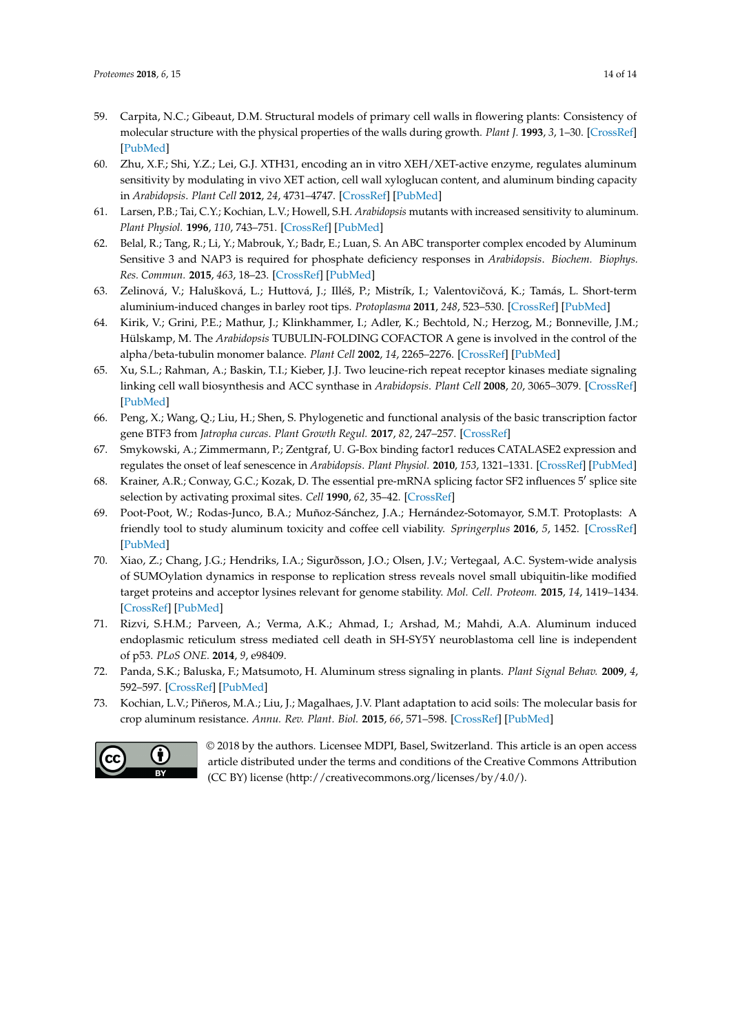59. Carpita, N.C.; Gibeaut, D.M. Structural models of primary cell walls in flowering plants: Consistency of molecular structure with the physical properties of the walls during growth. *Plant J.* **1993**, *3*, 1–30. [CrossRef] [PubMed]
60. Zhu, X.F.; Shi, Y.Z.; Lei, G.J. XTH31, encoding an in vitro XEH/XET-active enzyme, regulates aluminum sensitivity by modulating in vivo XET action, cell wall xyloglucan content, and aluminum binding capacity in *Arabidopsis*. *Plant Cell* **2012**, *24*, 4731–4747. [CrossRef] [PubMed]
61. Larsen, P.B.; Tai, C.Y.; Kochian, L.V.; Howell, S.H. *Arabidopsis* mutants with increased sensitivity to aluminum. *Plant Physiol.* **1996**, *110*, 743–751. [CrossRef] [PubMed]
62. Belal, R.; Tang, R.; Li, Y.; Mabrouk, Y.; Badr, E.; Luan, S. An ABC transporter complex encoded by Aluminum Sensitive 3 and NAP3 is required for phosphate deficiency responses in *Arabidopsis*. *Biochem. Biophys. Res. Commun.* **2015**, *463*, 18–23. [CrossRef] [PubMed]
63. Zelinová, V.; Halušková, L.; Huttová, J.; Illéš, P.; Mistrík, I.; Valentovičová, K.; Tamás, L. Short-term aluminium-induced changes in barley root tips. *Protoplasma* **2011**, *248*, 523–530. [CrossRef] [PubMed]
64. Kirik, V.; Grini, P.E.; Mathur, J.; Klinkhammer, I.; Adler, K.; Bechtold, N.; Herzog, M.; Bonneville, J.M.; Hülskamp, M. The *Arabidopsis* TUBULIN-FOLDING COFACTOR A gene is involved in the control of the alpha/beta-tubulin monomer balance. *Plant Cell* **2002**, *14*, 2265–2276. [CrossRef] [PubMed]
65. Xu, S.L.; Rahman, A.; Baskin, T.I.; Kieber, J.J. Two leucine-rich repeat receptor kinases mediate signaling linking cell wall biosynthesis and ACC synthase in *Arabidopsis*. *Plant Cell* **2008**, *20*, 3065–3079. [CrossRef] [PubMed]
66. Peng, X.; Wang, Q.; Liu, H.; Shen, S. Phylogenetic and functional analysis of the basic transcription factor gene BTF3 from *Jatropha curcas*. *Plant Growth Regul.* **2017**, *82*, 247–257. [CrossRef]
67. Smykowski, A.; Zimmermann, P.; Zentgraf, U. G-Box binding factor1 reduces CATALASE2 expression and regulates the onset of leaf senescence in *Arabidopsis*. *Plant Physiol.* **2010**, *153*, 1321–1331. [CrossRef] [PubMed]
68. Krainer, A.R.; Conway, G.C.; Kozak, D. The essential pre-mRNA splicing factor SF2 influences 5′ splice site selection by activating proximal sites. *Cell* **1990**, *62*, 35–42. [CrossRef]
69. Poot-Poot, W.; Rodas-Junco, B.A.; Muñoz-Sánchez, J.A.; Hernández-Sotomayor, S.M.T. Protoplasts: A friendly tool to study aluminum toxicity and coffee cell viability. *Springerplus* **2016**, *5*, 1452. [CrossRef] [PubMed]
70. Xiao, Z.; Chang, J.G.; Hendriks, I.A.; Sigurðsson, J.O.; Olsen, J.V.; Vertegaal, A.C. System-wide analysis of SUMOylation dynamics in response to replication stress reveals novel small ubiquitin-like modified target proteins and acceptor lysines relevant for genome stability. *Mol. Cell. Proteom.* **2015**, *14*, 1419–1434. [CrossRef] [PubMed]
71. Rizvi, S.H.M.; Parveen, A.; Verma, A.K.; Ahmad, I.; Arshad, M.; Mahdi, A.A. Aluminum induced endoplasmic reticulum stress mediated cell death in SH-SY5Y neuroblastoma cell line is independent of p53. *PLoS ONE.* **2014**, *9*, e98409.
72. Panda, S.K.; Baluska, F.; Matsumoto, H. Aluminum stress signaling in plants. *Plant Signal Behav.* **2009**, *4*, 592–597. [CrossRef] [PubMed]
73. Kochian, L.V.; Piñeros, M.A.; Liu, J.; Magalhaes, J.V. Plant adaptation to acid soils: The molecular basis for crop aluminum resistance. *Annu. Rev. Plant. Biol.* **2015**, *66*, 571–598. [CrossRef] [PubMed]

© 2018 by the authors. Licensee MDPI, Basel, Switzerland. This article is an open access article distributed under the terms and conditions of the Creative Commons Attribution (CC BY) license (http://creativecommons.org/licenses/by/4.0/).